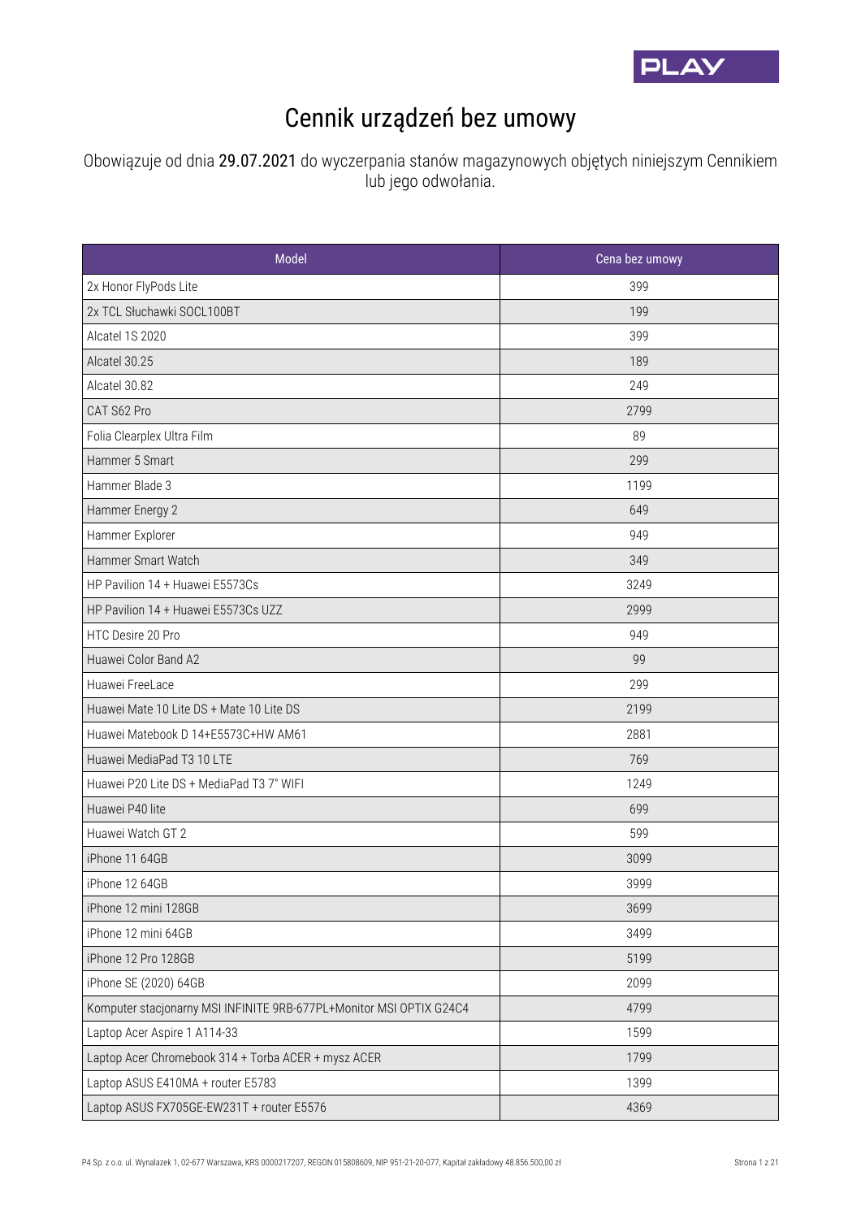# Cennik urządzeń bez umowy

Obowiązuje od dnia 29.07.2021 do wyczerpania stanów magazynowych objętych niniejszym Cennikiem lub jego odwołania.

| Model | Cena bez umowy |
| --- | --- |
| 2x Honor FlyPods Lite | 399 |
| 2x TCL Słuchawki SOCL100BT | 199 |
| Alcatel 1S 2020 | 399 |
| Alcatel 30.25 | 189 |
| Alcatel 30.82 | 249 |
| CAT S62 Pro | 2799 |
| Folia Clearplex Ultra Film | 89 |
| Hammer 5 Smart | 299 |
| Hammer Blade 3 | 1199 |
| Hammer Energy 2 | 649 |
| Hammer Explorer | 949 |
| Hammer Smart Watch | 349 |
| HP Pavilion 14 + Huawei E5573Cs | 3249 |
| HP Pavilion 14 + Huawei E5573Cs UZZ | 2999 |
| HTC Desire 20 Pro | 949 |
| Huawei Color Band A2 | 99 |
| Huawei FreeLace | 299 |
| Huawei Mate 10 Lite DS + Mate 10 Lite DS | 2199 |
| Huawei Matebook D 14+E5573C+HW AM61 | 2881 |
| Huawei MediaPad T3 10 LTE | 769 |
| Huawei P20 Lite DS + MediaPad T3 7" WIFI | 1249 |
| Huawei P40 lite | 699 |
| Huawei Watch GT 2 | 599 |
| iPhone 11 64GB | 3099 |
| iPhone 12 64GB | 3999 |
| iPhone 12 mini 128GB | 3699 |
| iPhone 12 mini 64GB | 3499 |
| iPhone 12 Pro 128GB | 5199 |
| iPhone SE (2020) 64GB | 2099 |
| Komputer stacjonarny MSI INFINITE 9RB-677PL+Monitor MSI OPTIX G24C4 | 4799 |
| Laptop Acer Aspire 1 A114-33 | 1599 |
| Laptop Acer Chromebook 314 + Torba ACER + mysz ACER | 1799 |
| Laptop ASUS E410MA + router E5783 | 1399 |
| Laptop ASUS FX705GE-EW231T + router E5576 | 4369 |

P4 Sp. z o.o. ul. Wynalazek 1, 02-677 Warszawa, KRS 0000217207, REGON 015808609, NIP 951-21-20-077, Kapitał zakładowy 48.856.500,00 zł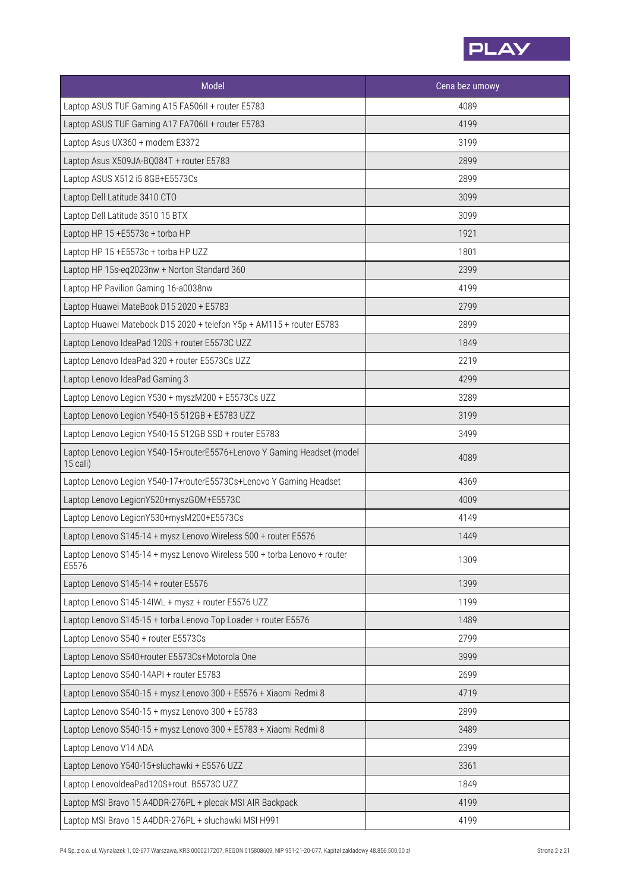| Model | Cena bez umowy |
|---|---|
| Laptop ASUS TUF Gaming A15 FA506II + router E5783 | 4089 |
| Laptop ASUS TUF Gaming A17 FA706II + router E5783 | 4199 |
| Laptop Asus UX360 + modem E3372 | 3199 |
| Laptop Asus X509JA-BQ084T + router E5783 | 2899 |
| Laptop ASUS X512 i5 8GB+E5573Cs | 2899 |
| Laptop Dell Latitude 3410 CTO | 3099 |
| Laptop Dell Latitude 3510 15 BTX | 3099 |
| Laptop HP 15 +E5573c + torba HP | 1921 |
| Laptop HP 15 +E5573c + torba HP UZZ | 1801 |
| Laptop HP 15s-eq2023nw + Norton Standard 360 | 2399 |
| Laptop HP Pavilion Gaming 16-a0038nw | 4199 |
| Laptop Huawei MateBook D15 2020 + E5783 | 2799 |
| Laptop Huawei Matebook D15 2020 + telefon Y5p + AM115 + router E5783 | 2899 |
| Laptop Lenovo IdeaPad 120S + router E5573C UZZ | 1849 |
| Laptop Lenovo IdeaPad 320 + router E5573Cs UZZ | 2219 |
| Laptop Lenovo IdeaPad Gaming 3 | 4299 |
| Laptop Lenovo Legion Y530 + myszM200 + E5573Cs UZZ | 3289 |
| Laptop Lenovo Legion Y540-15 512GB + E5783 UZZ | 3199 |
| Laptop Lenovo Legion Y540-15 512GB SSD + router E5783 | 3499 |
| Laptop Lenovo Legion Y540-15+routerE5576+Lenovo Y Gaming Headset (model 15 cali) | 4089 |
| Laptop Lenovo Legion Y540-17+routerE5573Cs+Lenovo Y Gaming Headset | 4369 |
| Laptop Lenovo LegionY520+myszGOM+E5573C | 4009 |
| Laptop Lenovo LegionY530+mysM200+E5573Cs | 4149 |
| Laptop Lenovo S145-14 + mysz Lenovo Wireless 500 + router E5576 | 1449 |
| Laptop Lenovo S145-14 + mysz Lenovo Wireless 500 + torba Lenovo + router E5576 | 1309 |
| Laptop Lenovo S145-14 + router E5576 | 1399 |
| Laptop Lenovo S145-14IWL + mysz + router E5576 UZZ | 1199 |
| Laptop Lenovo S145-15 + torba Lenovo Top Loader + router E5576 | 1489 |
| Laptop Lenovo S540 + router E5573Cs | 2799 |
| Laptop Lenovo S540+router E5573Cs+Motorola One | 3999 |
| Laptop Lenovo S540-14API + router E5783 | 2699 |
| Laptop Lenovo S540-15 + mysz Lenovo 300 + E5576 + Xiaomi Redmi 8 | 4719 |
| Laptop Lenovo S540-15 + mysz Lenovo 300 + E5783 | 2899 |
| Laptop Lenovo S540-15 + mysz Lenovo 300 + E5783 + Xiaomi Redmi 8 | 3489 |
| Laptop Lenovo V14 ADA | 2399 |
| Laptop Lenovo Y540-15+słuchawki + E5576 UZZ | 3361 |
| Laptop LenovoIdeaPad120S+rout. B5573C UZZ | 1849 |
| Laptop MSI Bravo 15 A4DDR-276PL + plecak MSI AIR Backpack | 4199 |
| Laptop MSI Bravo 15 A4DDR-276PL + słuchawki MSI H991 | 4199 |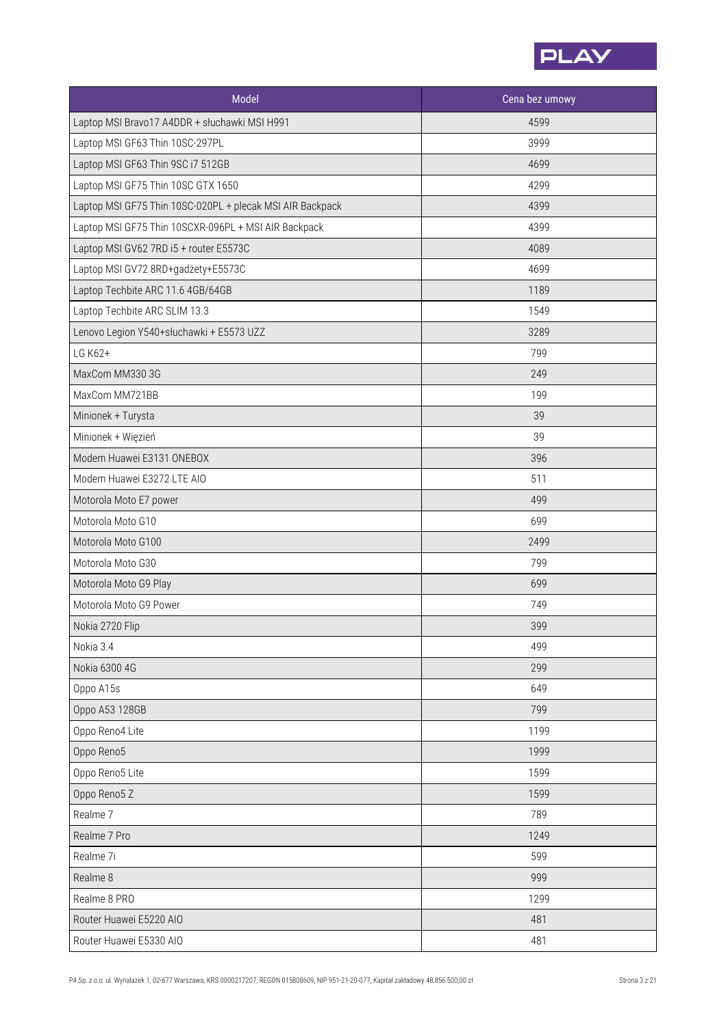| Model | Cena bez umowy |
| --- | --- |
| Laptop MSI Bravo17 A4DDR + słuchawki MSI H991 | 4599 |
| Laptop MSI GF63 Thin 10SC-297PL | 3999 |
| Laptop MSI GF63 Thin 9SC i7 512GB | 4699 |
| Laptop MSI GF75 Thin 10SC GTX 1650 | 4299 |
| Laptop MSI GF75 Thin 10SC-020PL + plecak MSI AIR Backpack | 4399 |
| Laptop MSI GF75 Thin 10SCXR-096PL + MSI AIR Backpack | 4399 |
| Laptop MSI GV62 7RD i5 + router E5573C | 4089 |
| Laptop MSI GV72 8RD+gadżety+E5573C | 4699 |
| Laptop Techbite ARC 11.6 4GB/64GB | 1189 |
| Laptop Techbite ARC SLIM 13.3 | 1549 |
| Lenovo Legion Y540+słuchawki + E5573 UZZ | 3289 |
| LG K62+ | 799 |
| MaxCom MM330 3G | 249 |
| MaxCom MM721BB | 199 |
| Minionek + Turysta | 39 |
| Minionek + Więzień | 39 |
| Modem Huawei E3131 ONEBOX | 396 |
| Modem Huawei E3272 LTE AIO | 511 |
| Motorola Moto E7 power | 499 |
| Motorola Moto G10 | 699 |
| Motorola Moto G100 | 2499 |
| Motorola Moto G30 | 799 |
| Motorola Moto G9 Play | 699 |
| Motorola Moto G9 Power | 749 |
| Nokia 2720 Flip | 399 |
| Nokia 3.4 | 499 |
| Nokia 6300 4G | 299 |
| Oppo A15s | 649 |
| Oppo A53 128GB | 799 |
| Oppo Reno4 Lite | 1199 |
| Oppo Reno5 | 1999 |
| Oppo Reno5 Lite | 1599 |
| Oppo Reno5 Z | 1599 |
| Realme 7 | 789 |
| Realme 7 Pro | 1249 |
| Realme 7i | 599 |
| Realme 8 | 999 |
| Realme 8 PRO | 1299 |
| Router Huawei E5220 AIO | 481 |
| Router Huawei E5330 AIO | 481 |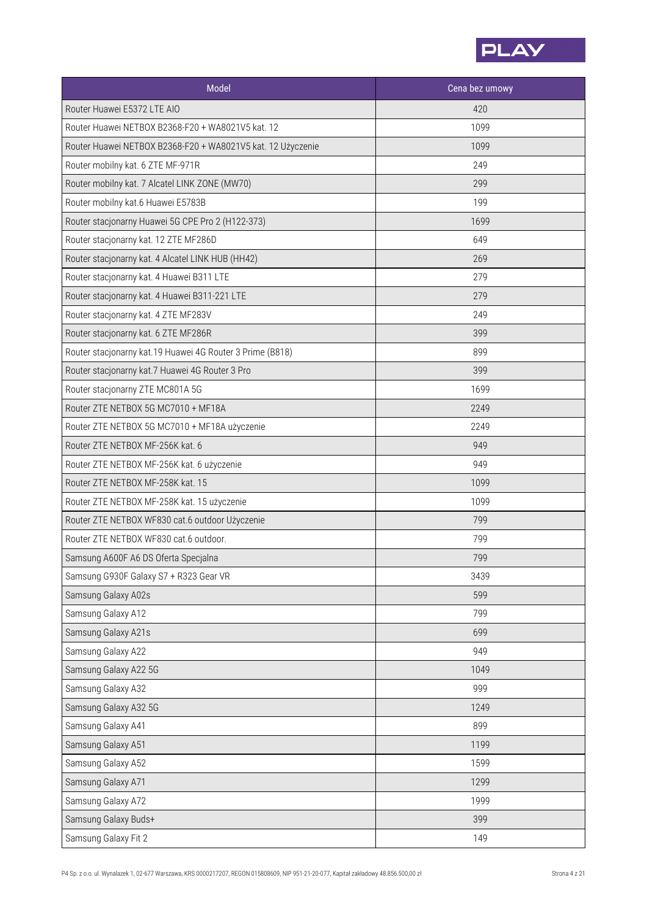| Model | Cena bez umowy |
| --- | --- |
| Router Huawei E5372 LTE AIO | 420 |
| Router Huawei NETBOX B2368-F20 + WA8021V5 kat. 12 | 1099 |
| Router Huawei NETBOX B2368-F20 + WA8021V5 kat. 12 Użyczenie | 1099 |
| Router mobilny kat. 6 ZTE MF-971R | 249 |
| Router mobilny kat. 7 Alcatel LINK ZONE (MW70) | 299 |
| Router mobilny kat.6 Huawei E5783B | 199 |
| Router stacjonarny Huawei 5G CPE Pro 2 (H122-373) | 1699 |
| Router stacjonarny kat. 12 ZTE MF286D | 649 |
| Router stacjonarny kat. 4 Alcatel LINK HUB (HH42) | 269 |
| Router stacjonarny kat. 4 Huawei B311 LTE | 279 |
| Router stacjonarny kat. 4 Huawei B311-221 LTE | 279 |
| Router stacjonarny kat. 4 ZTE MF283V | 249 |
| Router stacjonarny kat. 6 ZTE MF286R | 399 |
| Router stacjonarny kat.19 Huawei 4G Router 3 Prime (B818) | 899 |
| Router stacjonarny kat.7 Huawei 4G Router 3 Pro | 399 |
| Router stacjonarny ZTE MC801A 5G | 1699 |
| Router ZTE NETBOX 5G MC7010 + MF18A | 2249 |
| Router ZTE NETBOX 5G MC7010 + MF18A użyczenie | 2249 |
| Router ZTE NETBOX MF-256K kat. 6 | 949 |
| Router ZTE NETBOX MF-256K kat. 6 użyczenie | 949 |
| Router ZTE NETBOX MF-258K kat. 15 | 1099 |
| Router ZTE NETBOX MF-258K kat. 15 użyczenie | 1099 |
| Router ZTE NETBOX WF830 cat.6 outdoor Użyczenie | 799 |
| Router ZTE NETBOX WF830 cat.6 outdoor. | 799 |
| Samsung A600F A6 DS Oferta Specjalna | 799 |
| Samsung G930F Galaxy S7 + R323 Gear VR | 3439 |
| Samsung Galaxy A02s | 599 |
| Samsung Galaxy A12 | 799 |
| Samsung Galaxy A21s | 699 |
| Samsung Galaxy A22 | 949 |
| Samsung Galaxy A22 5G | 1049 |
| Samsung Galaxy A32 | 999 |
| Samsung Galaxy A32 5G | 1249 |
| Samsung Galaxy A41 | 899 |
| Samsung Galaxy A51 | 1199 |
| Samsung Galaxy A52 | 1599 |
| Samsung Galaxy A71 | 1299 |
| Samsung Galaxy A72 | 1999 |
| Samsung Galaxy Buds+ | 399 |
| Samsung Galaxy Fit 2 | 149 |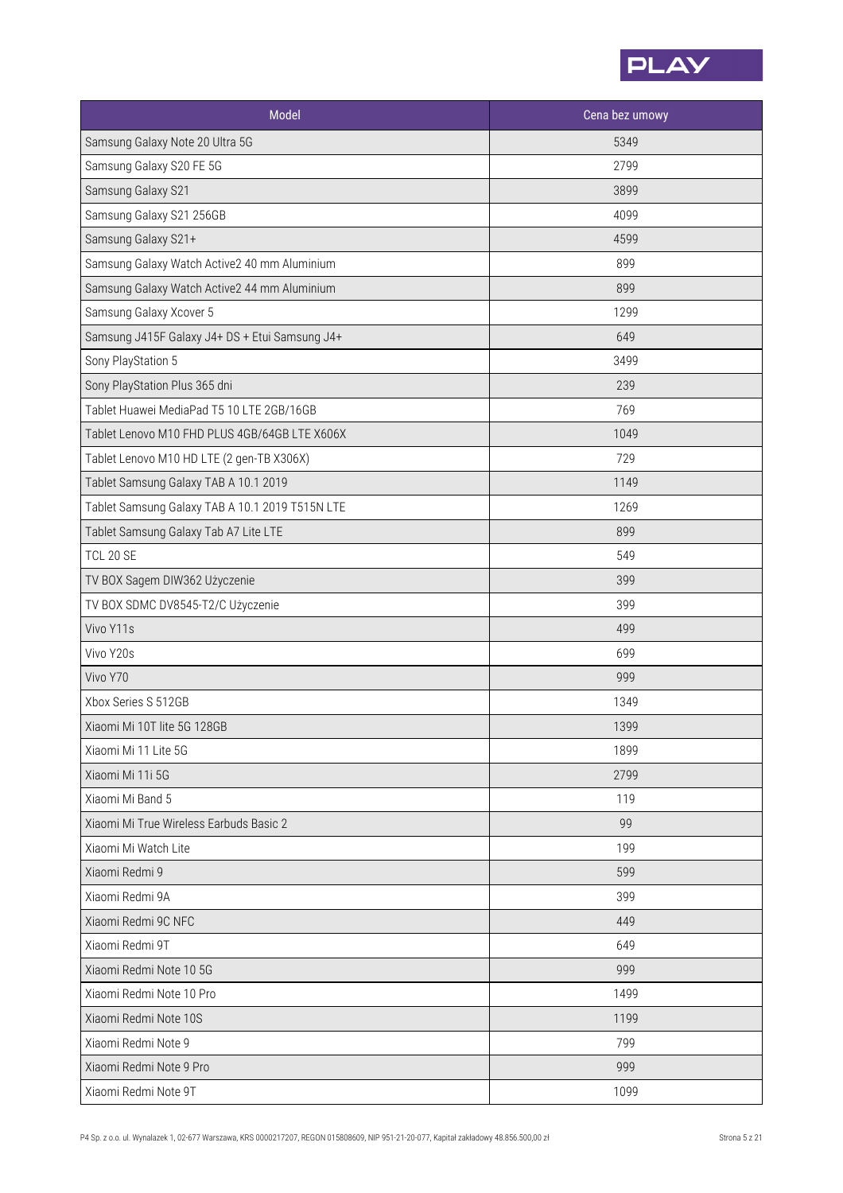| Model | Cena bez umowy |
|---|---|
| Samsung Galaxy Note 20 Ultra 5G | 5349 |
| Samsung Galaxy S20 FE 5G | 2799 |
| Samsung Galaxy S21 | 3899 |
| Samsung Galaxy S21 256GB | 4099 |
| Samsung Galaxy S21+ | 4599 |
| Samsung Galaxy Watch Active2 40 mm Aluminium | 899 |
| Samsung Galaxy Watch Active2 44 mm Aluminium | 899 |
| Samsung Galaxy Xcover 5 | 1299 |
| Samsung J415F Galaxy J4+ DS + Etui Samsung J4+ | 649 |
| Sony PlayStation 5 | 3499 |
| Sony PlayStation Plus 365 dni | 239 |
| Tablet Huawei MediaPad T5 10 LTE 2GB/16GB | 769 |
| Tablet Lenovo M10 FHD PLUS 4GB/64GB LTE X606X | 1049 |
| Tablet Lenovo M10 HD LTE (2 gen-TB X306X) | 729 |
| Tablet Samsung Galaxy TAB A 10.1 2019 | 1149 |
| Tablet Samsung Galaxy TAB A 10.1 2019 T515N LTE | 1269 |
| Tablet Samsung Galaxy Tab A7 Lite LTE | 899 |
| TCL 20 SE | 549 |
| TV BOX Sagem DIW362 Użyczenie | 399 |
| TV BOX SDMC DV8545-T2/C Użyczenie | 399 |
| Vivo Y11s | 499 |
| Vivo Y20s | 699 |
| Vivo Y70 | 999 |
| Xbox Series S 512GB | 1349 |
| Xiaomi Mi 10T lite 5G 128GB | 1399 |
| Xiaomi Mi 11 Lite 5G | 1899 |
| Xiaomi Mi 11i 5G | 2799 |
| Xiaomi Mi Band 5 | 119 |
| Xiaomi Mi True Wireless Earbuds Basic 2 | 99 |
| Xiaomi Mi Watch Lite | 199 |
| Xiaomi Redmi 9 | 599 |
| Xiaomi Redmi 9A | 399 |
| Xiaomi Redmi 9C NFC | 449 |
| Xiaomi Redmi 9T | 649 |
| Xiaomi Redmi Note 10 5G | 999 |
| Xiaomi Redmi Note 10 Pro | 1499 |
| Xiaomi Redmi Note 10S | 1199 |
| Xiaomi Redmi Note 9 | 799 |
| Xiaomi Redmi Note 9 Pro | 999 |
| Xiaomi Redmi Note 9T | 1099 |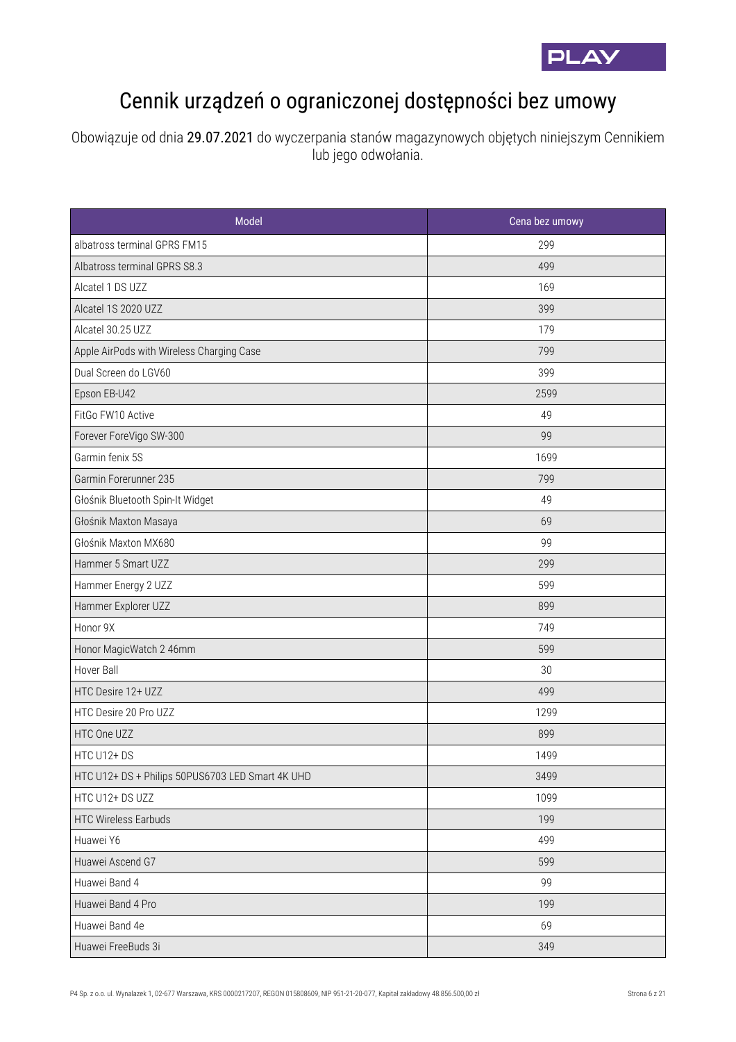# Cennik urządzeń o ograniczonej dostępności bez umowy

Obowiązuje od dnia 29.07.2021 do wyczerpania stanów magazynowych objętych niniejszym Cennikiem lub jego odwołania.

| Model | Cena bez umowy |
|---|---|
| albatross terminal GPRS FM15 | 299 |
| Albatross terminal GPRS S8.3 | 499 |
| Alcatel 1 DS UZZ | 169 |
| Alcatel 1S 2020 UZZ | 399 |
| Alcatel 30.25 UZZ | 179 |
| Apple AirPods with Wireless Charging Case | 799 |
| Dual Screen do LGV60 | 399 |
| Epson EB-U42 | 2599 |
| FitGo FW10 Active | 49 |
| Forever ForeVigo SW-300 | 99 |
| Garmin fenix 5S | 1699 |
| Garmin Forerunner 235 | 799 |
| Głośnik Bluetooth Spin-It Widget | 49 |
| Głośnik Maxton Masaya | 69 |
| Głośnik Maxton MX680 | 99 |
| Hammer 5 Smart UZZ | 299 |
| Hammer Energy 2 UZZ | 599 |
| Hammer Explorer UZZ | 899 |
| Honor 9X | 749 |
| Honor MagicWatch 2 46mm | 599 |
| Hover Ball | 30 |
| HTC Desire 12+ UZZ | 499 |
| HTC Desire 20 Pro UZZ | 1299 |
| HTC One UZZ | 899 |
| HTC U12+ DS | 1499 |
| HTC U12+ DS + Philips 50PUS6703 LED Smart 4K UHD | 3499 |
| HTC U12+ DS UZZ | 1099 |
| HTC Wireless Earbuds | 199 |
| Huawei Y6 | 499 |
| Huawei Ascend G7 | 599 |
| Huawei Band 4 | 99 |
| Huawei Band 4 Pro | 199 |
| Huawei Band 4e | 69 |
| Huawei FreeBuds 3i | 349 |

P4 Sp. z o.o. ul. Wynalazek 1, 02-677 Warszawa, KRS 0000217207, REGON 015808609, NIP 951-21-20-077, Kapitał zakładowy 48.856.500,00 zł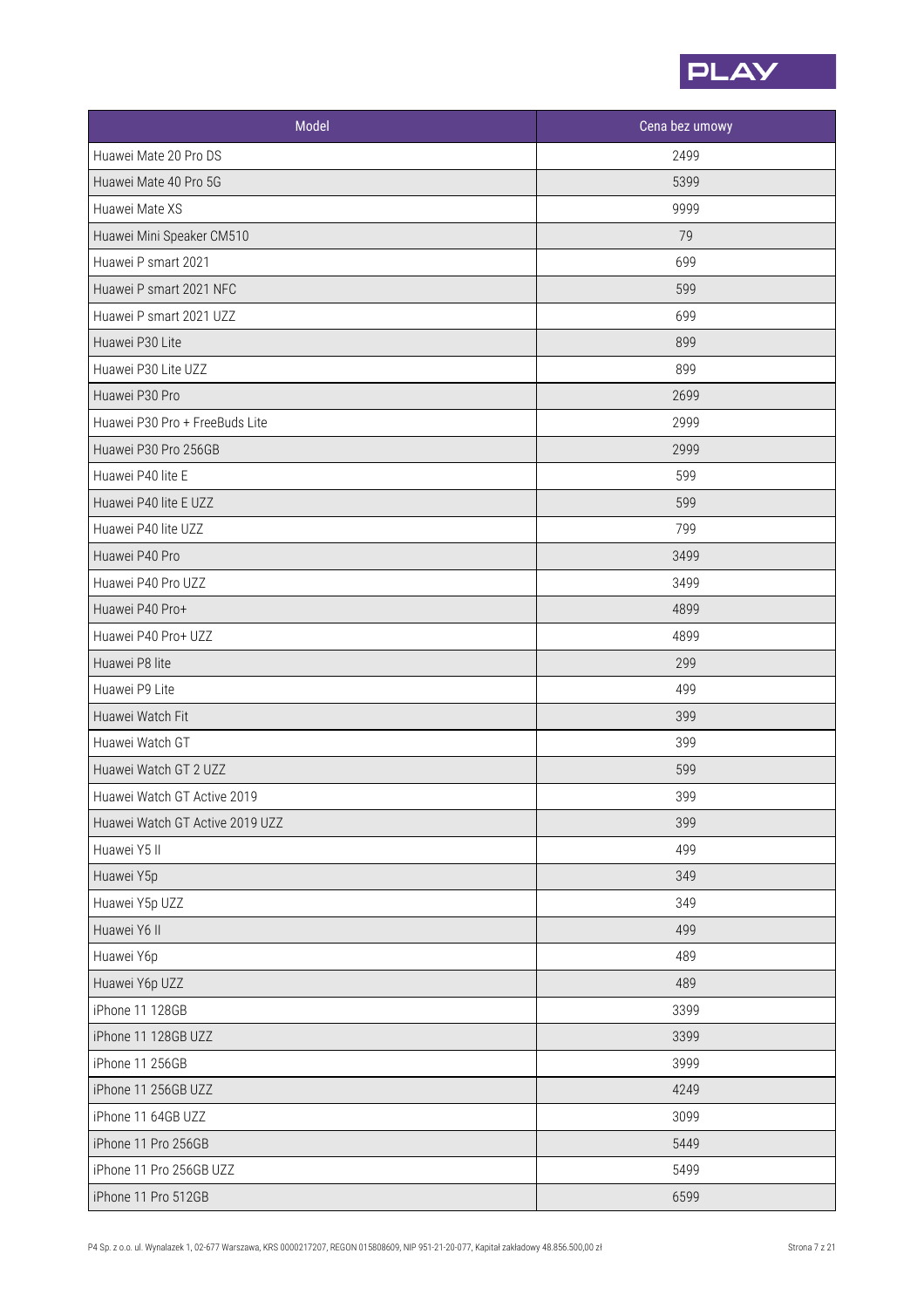| Model | Cena bez umowy |
|---|---|
| Huawei Mate 20 Pro DS | 2499 |
| Huawei Mate 40 Pro 5G | 5399 |
| Huawei Mate XS | 9999 |
| Huawei Mini Speaker CM510 | 79 |
| Huawei P smart 2021 | 699 |
| Huawei P smart 2021 NFC | 599 |
| Huawei P smart 2021 UZZ | 699 |
| Huawei P30 Lite | 899 |
| Huawei P30 Lite UZZ | 899 |
| Huawei P30 Pro | 2699 |
| Huawei P30 Pro + FreeBuds Lite | 2999 |
| Huawei P30 Pro 256GB | 2999 |
| Huawei P40 lite E | 599 |
| Huawei P40 lite E UZZ | 599 |
| Huawei P40 lite UZZ | 799 |
| Huawei P40 Pro | 3499 |
| Huawei P40 Pro UZZ | 3499 |
| Huawei P40 Pro+ | 4899 |
| Huawei P40 Pro+ UZZ | 4899 |
| Huawei P8 lite | 299 |
| Huawei P9 Lite | 499 |
| Huawei Watch Fit | 399 |
| Huawei Watch GT | 399 |
| Huawei Watch GT 2 UZZ | 599 |
| Huawei Watch GT Active 2019 | 399 |
| Huawei Watch GT Active 2019 UZZ | 399 |
| Huawei Y5 II | 499 |
| Huawei Y5p | 349 |
| Huawei Y5p UZZ | 349 |
| Huawei Y6 II | 499 |
| Huawei Y6p | 489 |
| Huawei Y6p UZZ | 489 |
| iPhone 11 128GB | 3399 |
| iPhone 11 128GB UZZ | 3399 |
| iPhone 11 256GB | 3999 |
| iPhone 11 256GB UZZ | 4249 |
| iPhone 11 64GB UZZ | 3099 |
| iPhone 11 Pro 256GB | 5449 |
| iPhone 11 Pro 256GB UZZ | 5499 |
| iPhone 11 Pro 512GB | 6599 |

P4 Sp. z o.o. ul. Wynalazek 1, 02-677 Warszawa, KRS 0000217207, REGON 015808609, NIP 951-21-20-077, Kapitał zakładowy 48.856.500,00 zł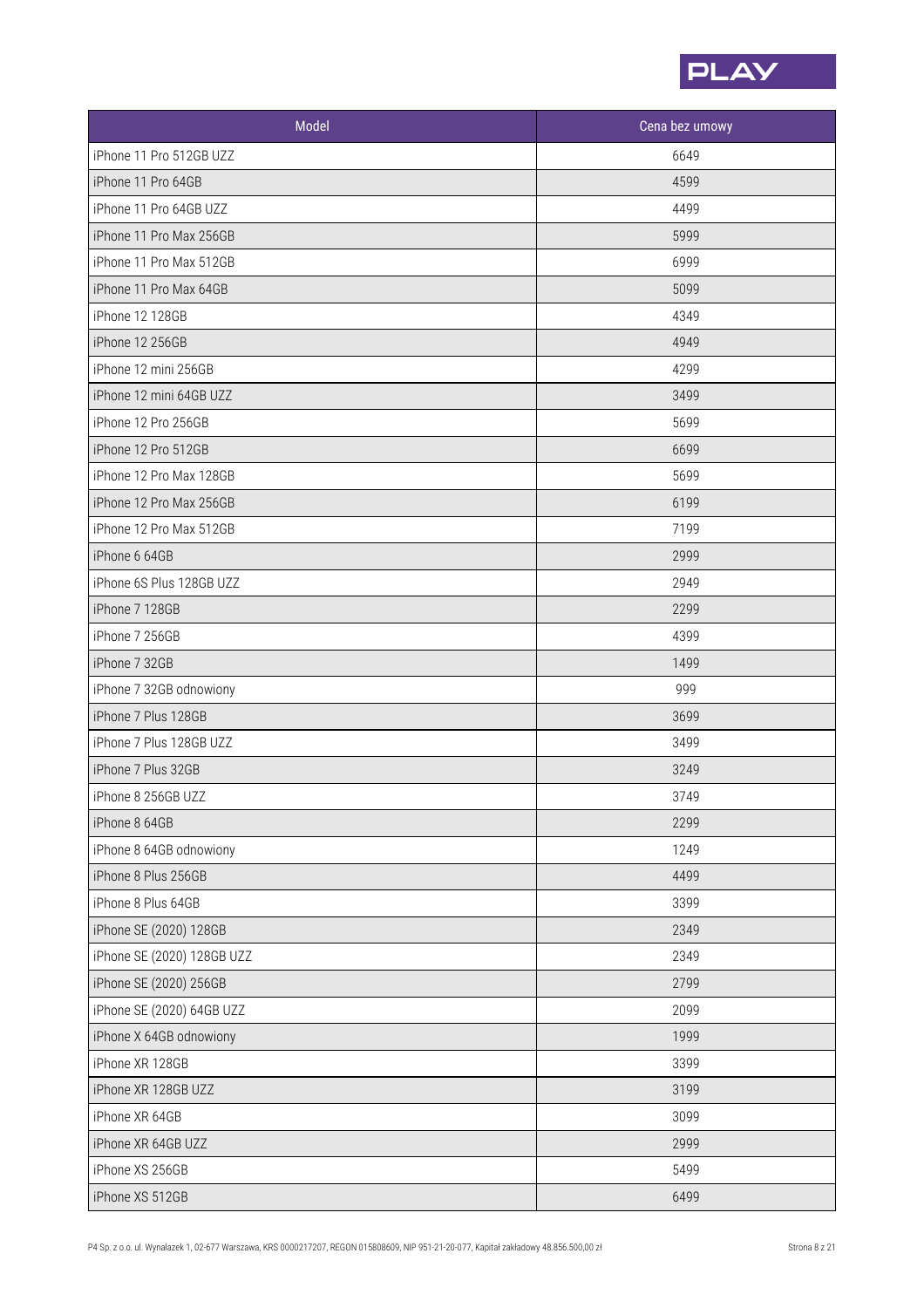| Model | Cena bez umowy |
| --- | --- |
| iPhone 11 Pro 512GB UZZ | 6649 |
| iPhone 11 Pro 64GB | 4599 |
| iPhone 11 Pro 64GB UZZ | 4499 |
| iPhone 11 Pro Max 256GB | 5999 |
| iPhone 11 Pro Max 512GB | 6999 |
| iPhone 11 Pro Max 64GB | 5099 |
| iPhone 12 128GB | 4349 |
| iPhone 12 256GB | 4949 |
| iPhone 12 mini 256GB | 4299 |
| iPhone 12 mini 64GB UZZ | 3499 |
| iPhone 12 Pro 256GB | 5699 |
| iPhone 12 Pro 512GB | 6699 |
| iPhone 12 Pro Max 128GB | 5699 |
| iPhone 12 Pro Max 256GB | 6199 |
| iPhone 12 Pro Max 512GB | 7199 |
| iPhone 6 64GB | 2999 |
| iPhone 6S Plus 128GB UZZ | 2949 |
| iPhone 7 128GB | 2299 |
| iPhone 7 256GB | 4399 |
| iPhone 7 32GB | 1499 |
| iPhone 7 32GB odnowiony | 999 |
| iPhone 7 Plus 128GB | 3699 |
| iPhone 7 Plus 128GB UZZ | 3499 |
| iPhone 7 Plus 32GB | 3249 |
| iPhone 8 256GB UZZ | 3749 |
| iPhone 8 64GB | 2299 |
| iPhone 8 64GB odnowiony | 1249 |
| iPhone 8 Plus 256GB | 4499 |
| iPhone 8 Plus 64GB | 3399 |
| iPhone SE (2020) 128GB | 2349 |
| iPhone SE (2020) 128GB UZZ | 2349 |
| iPhone SE (2020) 256GB | 2799 |
| iPhone SE (2020) 64GB UZZ | 2099 |
| iPhone X 64GB odnowiony | 1999 |
| iPhone XR 128GB | 3399 |
| iPhone XR 128GB UZZ | 3199 |
| iPhone XR 64GB | 3099 |
| iPhone XR 64GB UZZ | 2999 |
| iPhone XS 256GB | 5499 |
| iPhone XS 512GB | 6499 |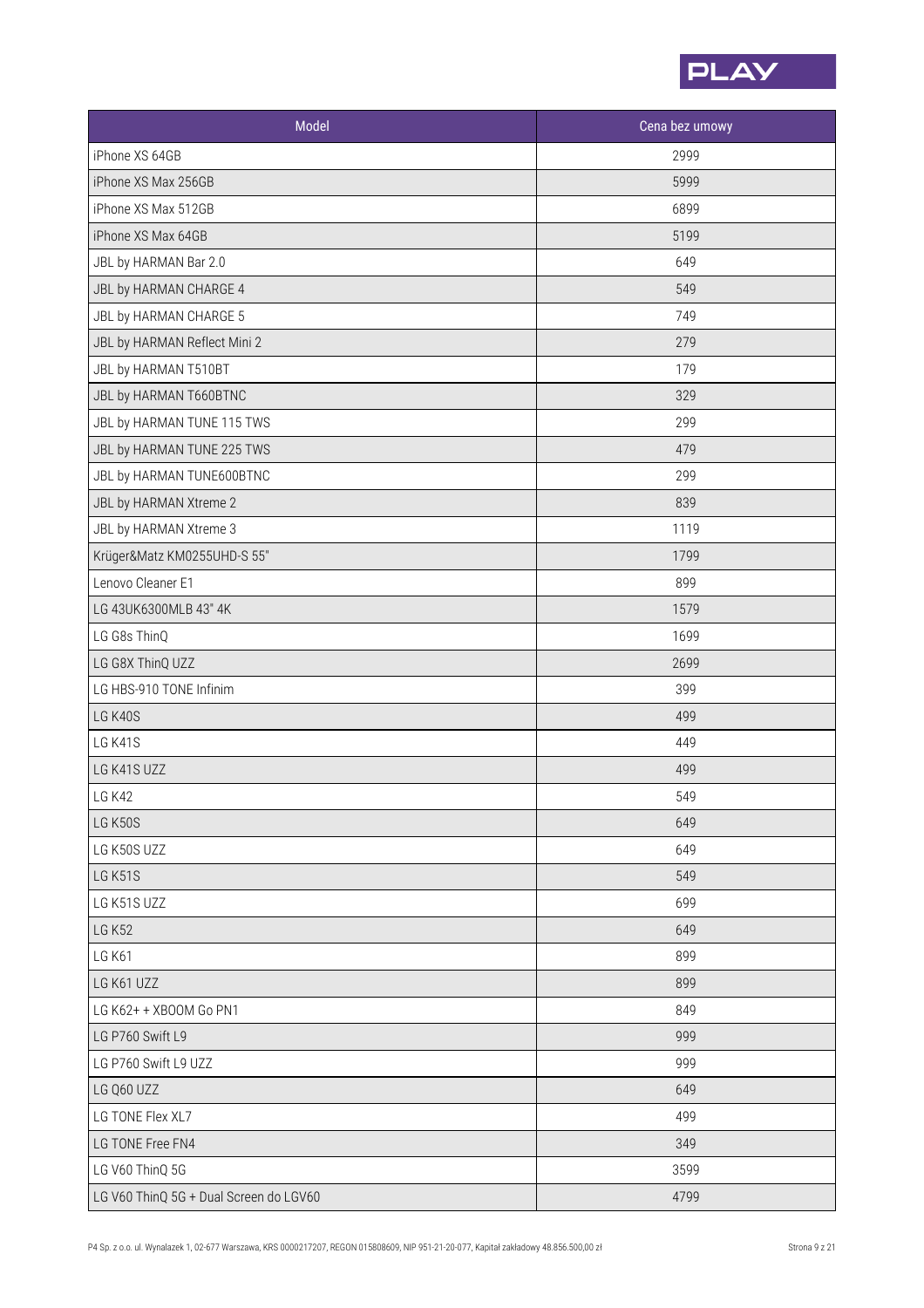| Model | Cena bez umowy |
| --- | --- |
| iPhone XS 64GB | 2999 |
| iPhone XS Max 256GB | 5999 |
| iPhone XS Max 512GB | 6899 |
| iPhone XS Max 64GB | 5199 |
| JBL by HARMAN Bar 2.0 | 649 |
| JBL by HARMAN CHARGE 4 | 549 |
| JBL by HARMAN CHARGE 5 | 749 |
| JBL by HARMAN Reflect Mini 2 | 279 |
| JBL by HARMAN T510BT | 179 |
| JBL by HARMAN T660BTNC | 329 |
| JBL by HARMAN TUNE 115 TWS | 299 |
| JBL by HARMAN TUNE 225 TWS | 479 |
| JBL by HARMAN TUNE600BTNC | 299 |
| JBL by HARMAN Xtreme 2 | 839 |
| JBL by HARMAN Xtreme 3 | 1119 |
| Krüger&Matz KM0255UHD-S 55" | 1799 |
| Lenovo Cleaner E1 | 899 |
| LG 43UK6300MLB 43" 4K | 1579 |
| LG G8s ThinQ | 1699 |
| LG G8X ThinQ UZZ | 2699 |
| LG HBS-910 TONE Infinim | 399 |
| LG K40S | 499 |
| LG K41S | 449 |
| LG K41S UZZ | 499 |
| LG K42 | 549 |
| LG K50S | 649 |
| LG K50S UZZ | 649 |
| LG K51S | 549 |
| LG K51S UZZ | 699 |
| LG K52 | 649 |
| LG K61 | 899 |
| LG K61 UZZ | 899 |
| LG K62+ + XBOOM Go PN1 | 849 |
| LG P760 Swift L9 | 999 |
| LG P760 Swift L9 UZZ | 999 |
| LG Q60 UZZ | 649 |
| LG TONE Flex XL7 | 499 |
| LG TONE Free FN4 | 349 |
| LG V60 ThinQ 5G | 3599 |
| LG V60 ThinQ 5G + Dual Screen do LGV60 | 4799 |

P4 Sp. z o.o. ul. Wynalazek 1, 02-677 Warszawa, KRS 0000217207, REGON 015808609, NIP 951-21-20-077, Kapitał zakładowy 48.856.500,00 zł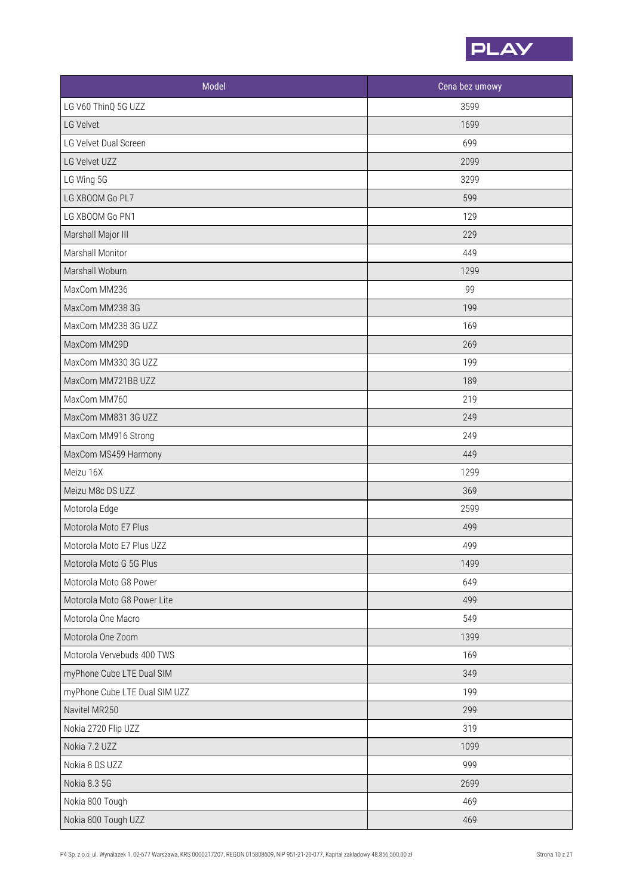| Model | Cena bez umowy |
| --- | --- |
| LG V60 ThinQ 5G UZZ | 3599 |
| LG Velvet | 1699 |
| LG Velvet Dual Screen | 699 |
| LG Velvet UZZ | 2099 |
| LG Wing 5G | 3299 |
| LG XBOOM Go PL7 | 599 |
| LG XBOOM Go PN1 | 129 |
| Marshall Major III | 229 |
| Marshall Monitor | 449 |
| Marshall Woburn | 1299 |
| MaxCom MM236 | 99 |
| MaxCom MM238 3G | 199 |
| MaxCom MM238 3G UZZ | 169 |
| MaxCom MM29D | 269 |
| MaxCom MM330 3G UZZ | 199 |
| MaxCom MM721BB UZZ | 189 |
| MaxCom MM760 | 219 |
| MaxCom MM831 3G UZZ | 249 |
| MaxCom MM916 Strong | 249 |
| MaxCom MS459 Harmony | 449 |
| Meizu 16X | 1299 |
| Meizu M8c DS UZZ | 369 |
| Motorola Edge | 2599 |
| Motorola Moto E7 Plus | 499 |
| Motorola Moto E7 Plus UZZ | 499 |
| Motorola Moto G 5G Plus | 1499 |
| Motorola Moto G8 Power | 649 |
| Motorola Moto G8 Power Lite | 499 |
| Motorola One Macro | 549 |
| Motorola One Zoom | 1399 |
| Motorola Vervebuds 400 TWS | 169 |
| myPhone Cube LTE Dual SIM | 349 |
| myPhone Cube LTE Dual SIM UZZ | 199 |
| Navitel MR250 | 299 |
| Nokia 2720 Flip UZZ | 319 |
| Nokia 7.2 UZZ | 1099 |
| Nokia 8 DS UZZ | 999 |
| Nokia 8.3 5G | 2699 |
| Nokia 800 Tough | 469 |
| Nokia 800 Tough UZZ | 469 |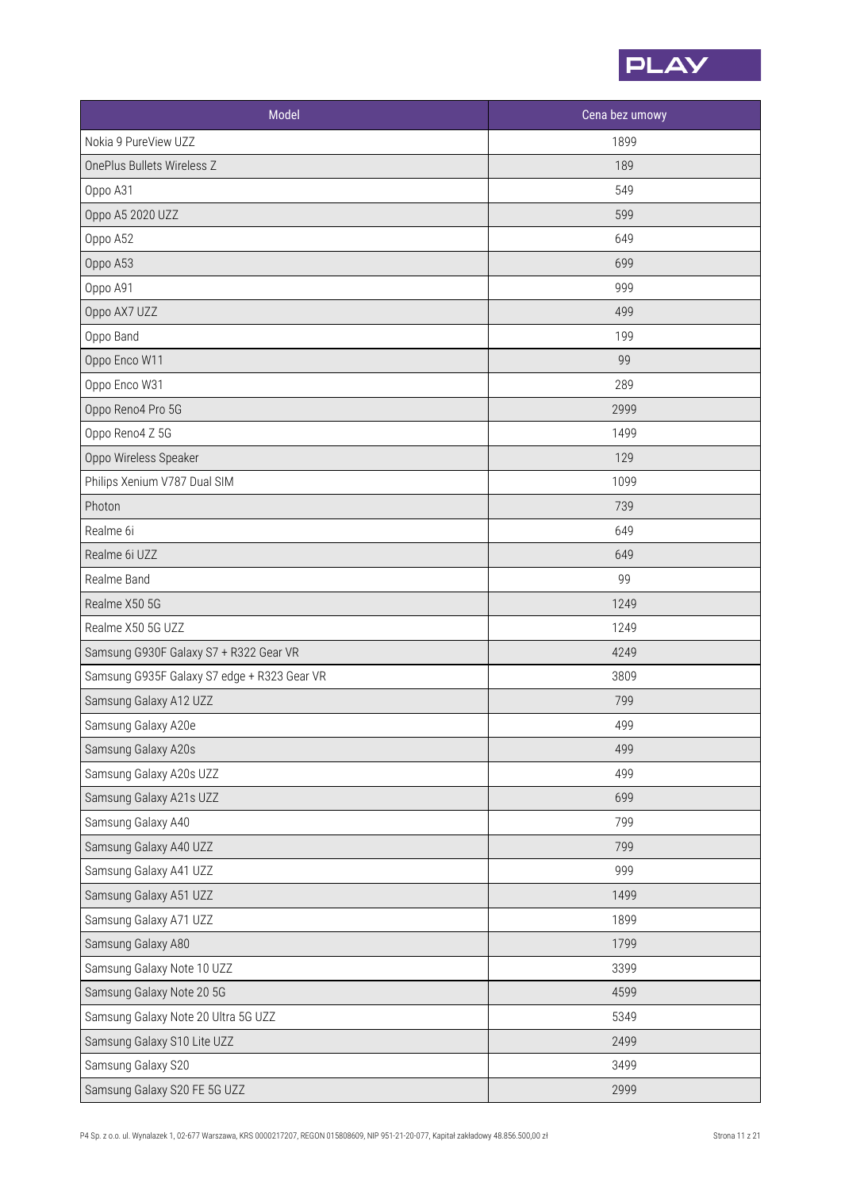| Model | Cena bez umowy |
| --- | --- |
| Nokia 9 PureView UZZ | 1899 |
| OnePlus Bullets Wireless Z | 189 |
| Oppo A31 | 549 |
| Oppo A5 2020 UZZ | 599 |
| Oppo A52 | 649 |
| Oppo A53 | 699 |
| Oppo A91 | 999 |
| Oppo AX7 UZZ | 499 |
| Oppo Band | 199 |
| Oppo Enco W11 | 99 |
| Oppo Enco W31 | 289 |
| Oppo Reno4 Pro 5G | 2999 |
| Oppo Reno4 Z 5G | 1499 |
| Oppo Wireless Speaker | 129 |
| Philips Xenium V787 Dual SIM | 1099 |
| Photon | 739 |
| Realme 6i | 649 |
| Realme 6i UZZ | 649 |
| Realme Band | 99 |
| Realme X50 5G | 1249 |
| Realme X50 5G UZZ | 1249 |
| Samsung G930F Galaxy S7 + R322 Gear VR | 4249 |
| Samsung G935F Galaxy S7 edge + R323 Gear VR | 3809 |
| Samsung Galaxy A12 UZZ | 799 |
| Samsung Galaxy A20e | 499 |
| Samsung Galaxy A20s | 499 |
| Samsung Galaxy A20s UZZ | 499 |
| Samsung Galaxy A21s UZZ | 699 |
| Samsung Galaxy A40 | 799 |
| Samsung Galaxy A40 UZZ | 799 |
| Samsung Galaxy A41 UZZ | 999 |
| Samsung Galaxy A51 UZZ | 1499 |
| Samsung Galaxy A71 UZZ | 1899 |
| Samsung Galaxy A80 | 1799 |
| Samsung Galaxy Note 10 UZZ | 3399 |
| Samsung Galaxy Note 20 5G | 4599 |
| Samsung Galaxy Note 20 Ultra 5G UZZ | 5349 |
| Samsung Galaxy S10 Lite UZZ | 2499 |
| Samsung Galaxy S20 | 3499 |
| Samsung Galaxy S20 FE 5G UZZ | 2999 |

P4 Sp. z o.o. ul. Wynalazek 1, 02-677 Warszawa, KRS 0000217207, REGON 015808609, NIP 951-21-20-077, Kapitał zakładowy 48.856.500,00 zł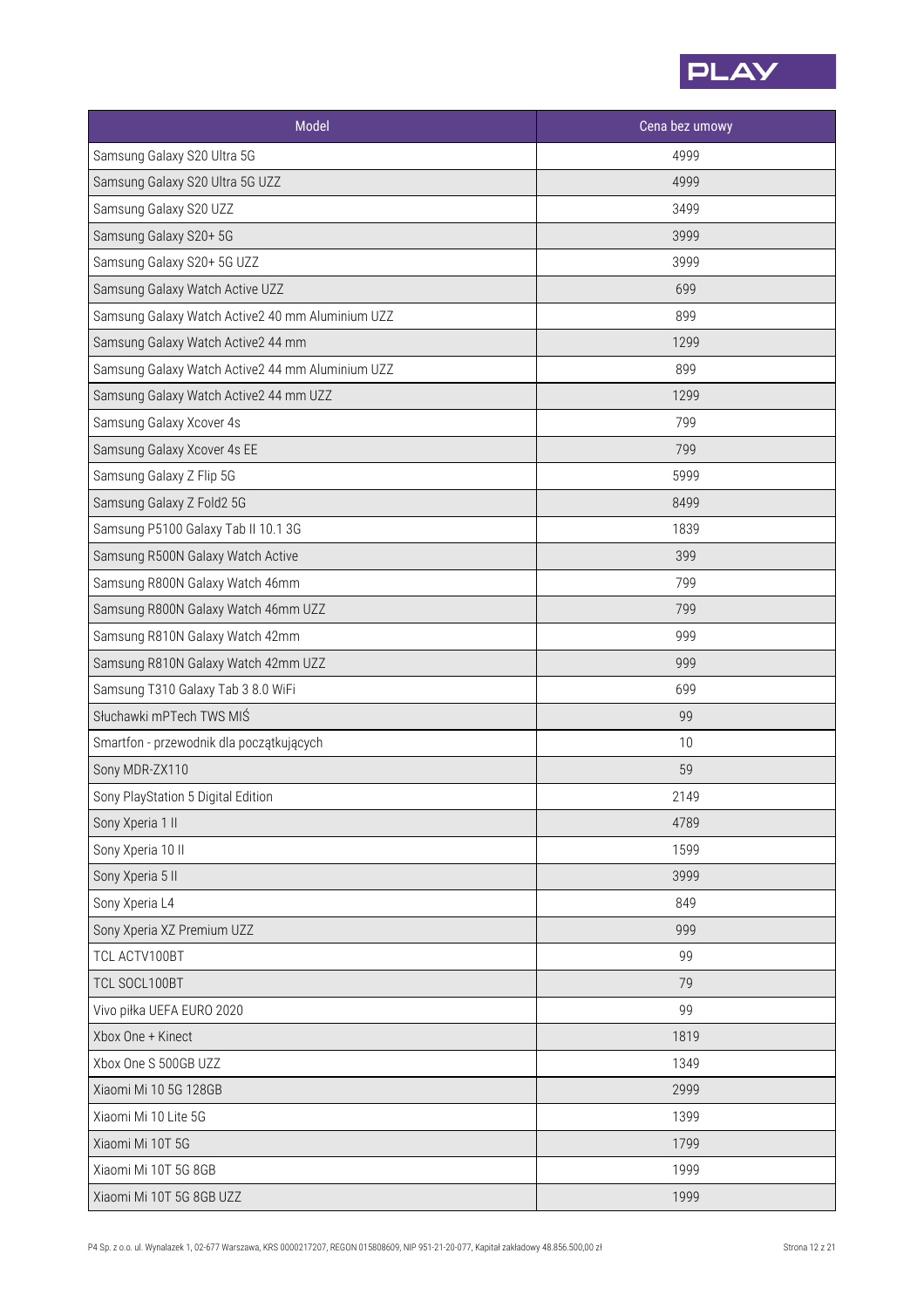| Model | Cena bez umowy |
| --- | --- |
| Samsung Galaxy S20 Ultra 5G | 4999 |
| Samsung Galaxy S20 Ultra 5G UZZ | 4999 |
| Samsung Galaxy S20 UZZ | 3499 |
| Samsung Galaxy S20+ 5G | 3999 |
| Samsung Galaxy S20+ 5G UZZ | 3999 |
| Samsung Galaxy Watch Active UZZ | 699 |
| Samsung Galaxy Watch Active2 40 mm Aluminium UZZ | 899 |
| Samsung Galaxy Watch Active2 44 mm | 1299 |
| Samsung Galaxy Watch Active2 44 mm Aluminium UZZ | 899 |
| Samsung Galaxy Watch Active2 44 mm UZZ | 1299 |
| Samsung Galaxy Xcover 4s | 799 |
| Samsung Galaxy Xcover 4s EE | 799 |
| Samsung Galaxy Z Flip 5G | 5999 |
| Samsung Galaxy Z Fold2 5G | 8499 |
| Samsung P5100 Galaxy Tab II 10.1 3G | 1839 |
| Samsung R500N Galaxy Watch Active | 399 |
| Samsung R800N Galaxy Watch 46mm | 799 |
| Samsung R800N Galaxy Watch 46mm UZZ | 799 |
| Samsung R810N Galaxy Watch 42mm | 999 |
| Samsung R810N Galaxy Watch 42mm UZZ | 999 |
| Samsung T310 Galaxy Tab 3 8.0 WiFi | 699 |
| Słuchawki mPTech TWS MIŚ | 99 |
| Smartfon - przewodnik dla początkujących | 10 |
| Sony MDR-ZX110 | 59 |
| Sony PlayStation 5 Digital Edition | 2149 |
| Sony Xperia 1 II | 4789 |
| Sony Xperia 10 II | 1599 |
| Sony Xperia 5 II | 3999 |
| Sony Xperia L4 | 849 |
| Sony Xperia XZ Premium UZZ | 999 |
| TCL ACTV100BT | 99 |
| TCL SOCL100BT | 79 |
| Vivo piłka UEFA EURO 2020 | 99 |
| Xbox One + Kinect | 1819 |
| Xbox One S 500GB UZZ | 1349 |
| Xiaomi Mi 10 5G 128GB | 2999 |
| Xiaomi Mi 10 Lite 5G | 1399 |
| Xiaomi Mi 10T 5G | 1799 |
| Xiaomi Mi 10T 5G 8GB | 1999 |
| Xiaomi Mi 10T 5G 8GB UZZ | 1999 |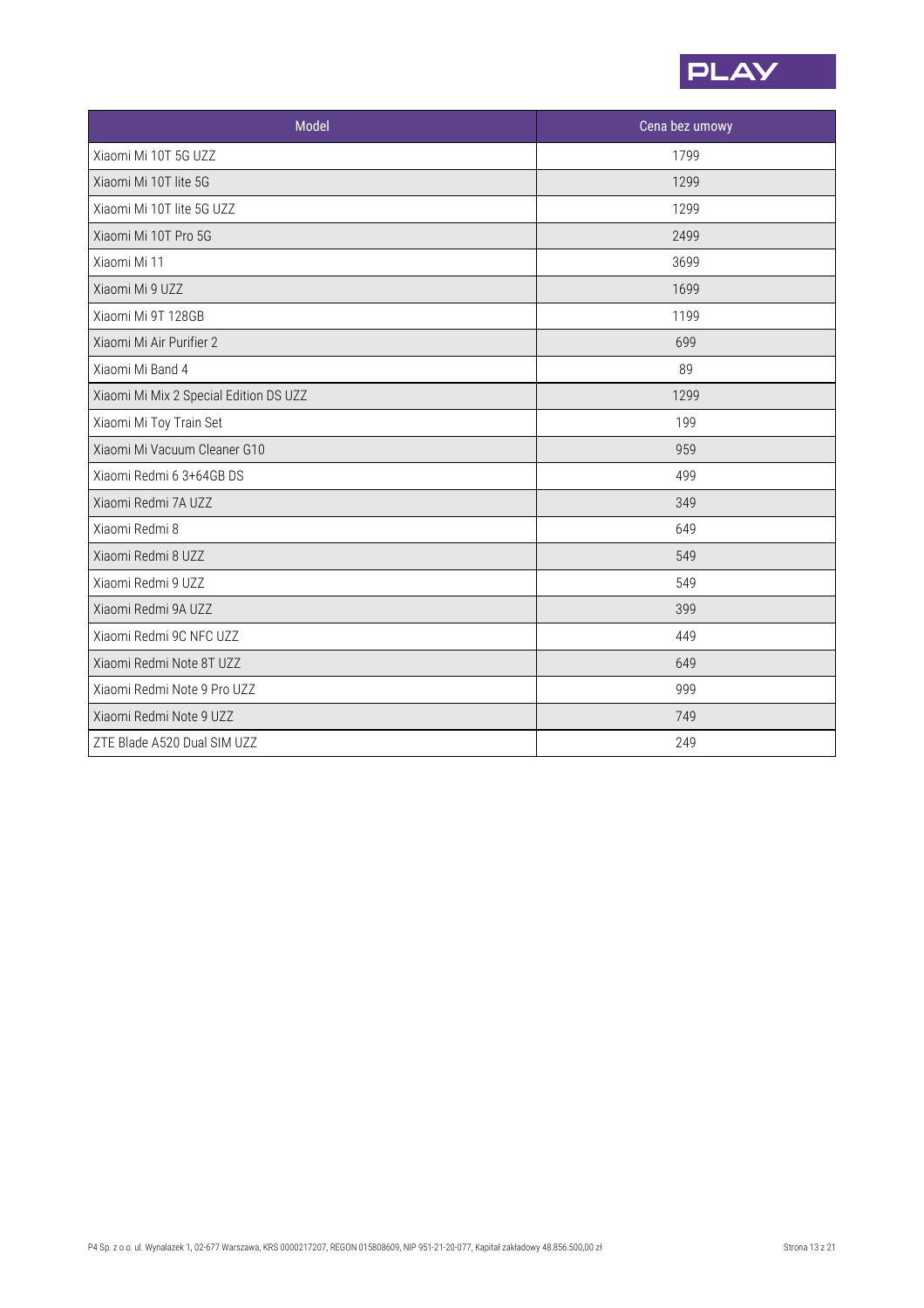| Model | Cena bez umowy |
| --- | --- |
| Xiaomi Mi 10T 5G UZZ | 1799 |
| Xiaomi Mi 10T lite 5G | 1299 |
| Xiaomi Mi 10T lite 5G UZZ | 1299 |
| Xiaomi Mi 10T Pro 5G | 2499 |
| Xiaomi Mi 11 | 3699 |
| Xiaomi Mi 9 UZZ | 1699 |
| Xiaomi Mi 9T 128GB | 1199 |
| Xiaomi Mi Air Purifier 2 | 699 |
| Xiaomi Mi Band 4 | 89 |
| Xiaomi Mi Mix 2 Special Edition DS UZZ | 1299 |
| Xiaomi Mi Toy Train Set | 199 |
| Xiaomi Mi Vacuum Cleaner G10 | 959 |
| Xiaomi Redmi 6 3+64GB DS | 499 |
| Xiaomi Redmi 7A UZZ | 349 |
| Xiaomi Redmi 8 | 649 |
| Xiaomi Redmi 8 UZZ | 549 |
| Xiaomi Redmi 9 UZZ | 549 |
| Xiaomi Redmi 9A UZZ | 399 |
| Xiaomi Redmi 9C NFC UZZ | 449 |
| Xiaomi Redmi Note 8T UZZ | 649 |
| Xiaomi Redmi Note 9 Pro UZZ | 999 |
| Xiaomi Redmi Note 9 UZZ | 749 |
| ZTE Blade A520 Dual SIM UZZ | 249 |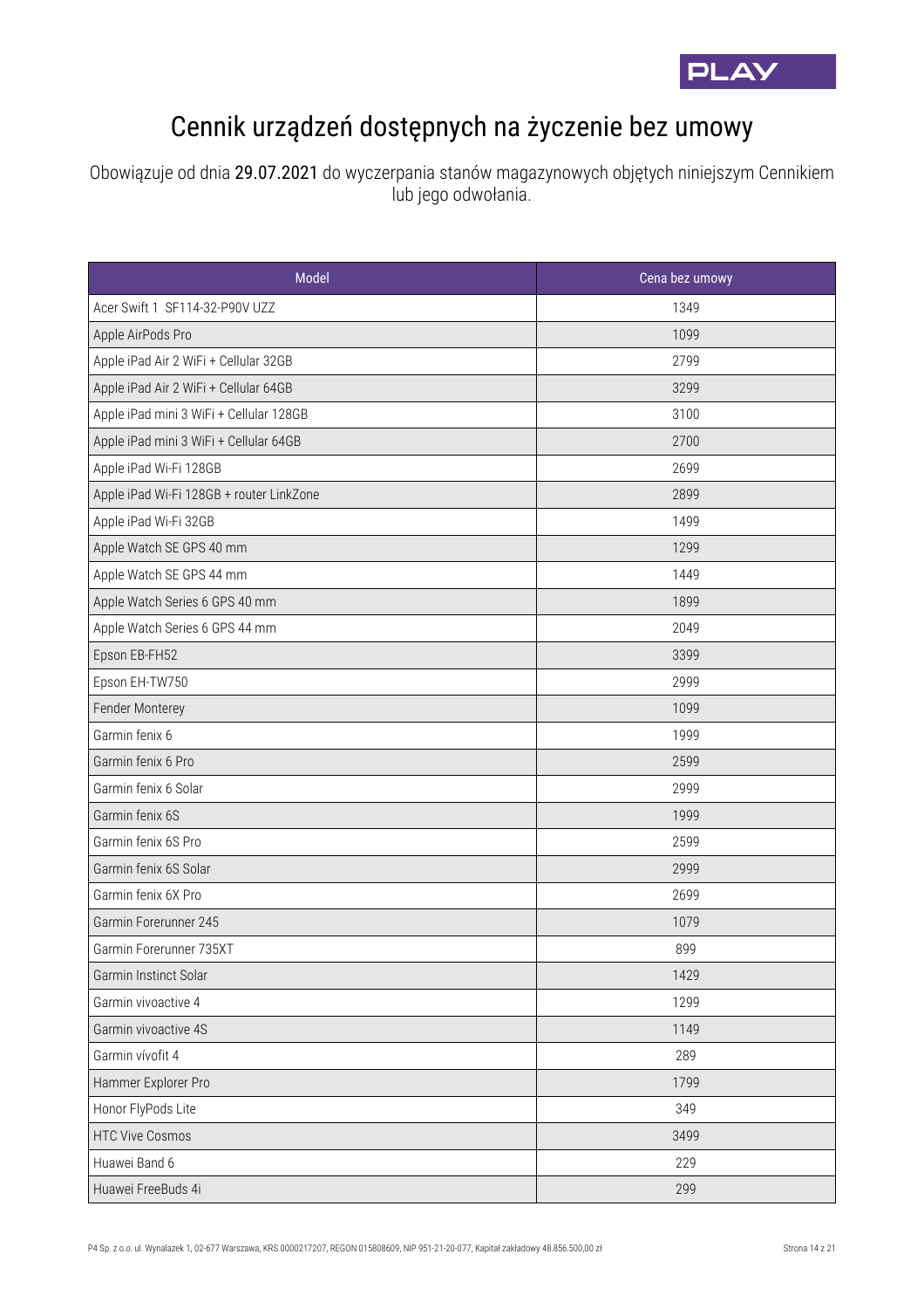# Cennik urządzeń dostępnych na życzenie bez umowy

Obowiązuje od dnia 29.07.2021 do wyczerpania stanów magazynowych objętych niniejszym Cennikiem lub jego odwołania.

| Model | Cena bez umowy |
|---|---|
| Acer Swift 1 SF114-32-P90V UZZ | 1349 |
| Apple AirPods Pro | 1099 |
| Apple iPad Air 2 WiFi + Cellular 32GB | 2799 |
| Apple iPad Air 2 WiFi + Cellular 64GB | 3299 |
| Apple iPad mini 3 WiFi + Cellular 128GB | 3100 |
| Apple iPad mini 3 WiFi + Cellular 64GB | 2700 |
| Apple iPad Wi-Fi 128GB | 2699 |
| Apple iPad Wi-Fi 128GB + router LinkZone | 2899 |
| Apple iPad Wi-Fi 32GB | 1499 |
| Apple Watch SE GPS 40 mm | 1299 |
| Apple Watch SE GPS 44 mm | 1449 |
| Apple Watch Series 6 GPS 40 mm | 1899 |
| Apple Watch Series 6 GPS 44 mm | 2049 |
| Epson EB-FH52 | 3399 |
| Epson EH-TW750 | 2999 |
| Fender Monterey | 1099 |
| Garmin fenix 6 | 1999 |
| Garmin fenix 6 Pro | 2599 |
| Garmin fenix 6 Solar | 2999 |
| Garmin fenix 6S | 1999 |
| Garmin fenix 6S Pro | 2599 |
| Garmin fenix 6S Solar | 2999 |
| Garmin fenix 6X Pro | 2699 |
| Garmin Forerunner 245 | 1079 |
| Garmin Forerunner 735XT | 899 |
| Garmin Instinct Solar | 1429 |
| Garmin vivoactive 4 | 1299 |
| Garmin vivoactive 4S | 1149 |
| Garmin vívofit 4 | 289 |
| Hammer Explorer Pro | 1799 |
| Honor FlyPods Lite | 349 |
| HTC Vive Cosmos | 3499 |
| Huawei Band 6 | 229 |
| Huawei FreeBuds 4i | 299 |

P4 Sp. z o.o. ul. Wynalazek 1, 02-677 Warszawa, KRS 0000217207, REGON 015808609, NIP 951-21-20-077, Kapitał zakładowy 48.856.500,00 zł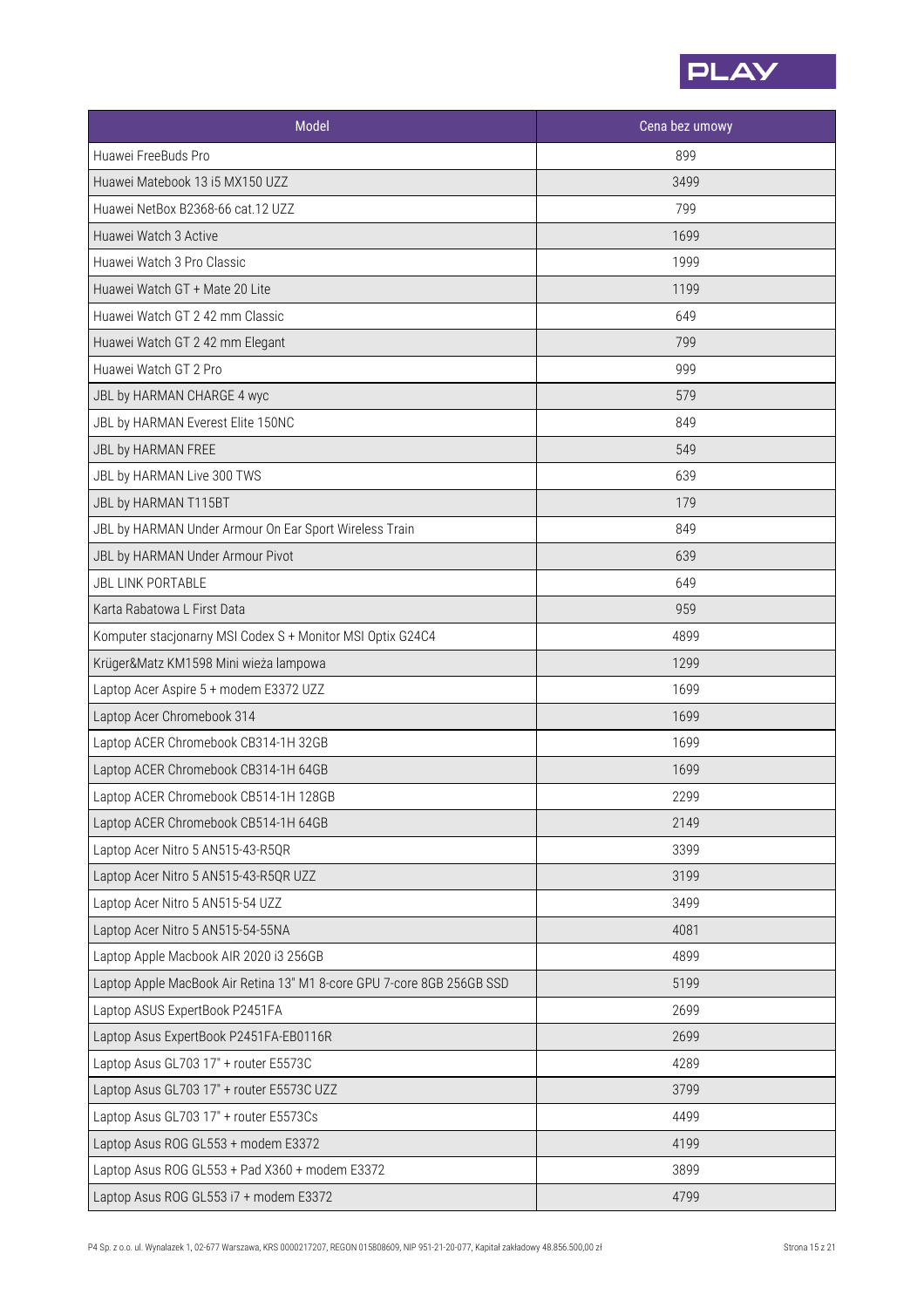| Model | Cena bez umowy |
|---|---|
| Huawei FreeBuds Pro | 899 |
| Huawei Matebook 13 i5 MX150 UZZ | 3499 |
| Huawei NetBox B2368-66 cat.12 UZZ | 799 |
| Huawei Watch 3 Active | 1699 |
| Huawei Watch 3 Pro Classic | 1999 |
| Huawei Watch GT + Mate 20 Lite | 1199 |
| Huawei Watch GT 2 42 mm Classic | 649 |
| Huawei Watch GT 2 42 mm Elegant | 799 |
| Huawei Watch GT 2 Pro | 999 |
| JBL by HARMAN CHARGE 4 wyc | 579 |
| JBL by HARMAN Everest Elite 150NC | 849 |
| JBL by HARMAN FREE | 549 |
| JBL by HARMAN Live 300 TWS | 639 |
| JBL by HARMAN T115BT | 179 |
| JBL by HARMAN Under Armour On Ear Sport Wireless Train | 849 |
| JBL by HARMAN Under Armour Pivot | 639 |
| JBL LINK PORTABLE | 649 |
| Karta Rabatowa L First Data | 959 |
| Komputer stacjonarny MSI Codex S + Monitor MSI Optix G24C4 | 4899 |
| Krüger&Matz KM1598 Mini wieża lampowa | 1299 |
| Laptop Acer Aspire 5 + modem E3372 UZZ | 1699 |
| Laptop Acer Chromebook 314 | 1699 |
| Laptop ACER Chromebook CB314-1H 32GB | 1699 |
| Laptop ACER Chromebook CB314-1H 64GB | 1699 |
| Laptop ACER Chromebook CB514-1H 128GB | 2299 |
| Laptop ACER Chromebook CB514-1H 64GB | 2149 |
| Laptop Acer Nitro 5 AN515-43-R5QR | 3399 |
| Laptop Acer Nitro 5 AN515-43-R5QR UZZ | 3199 |
| Laptop Acer Nitro 5 AN515-54 UZZ | 3499 |
| Laptop Acer Nitro 5 AN515-54-55NA | 4081 |
| Laptop Apple Macbook AIR 2020 i3 256GB | 4899 |
| Laptop Apple MacBook Air Retina 13" M1 8-core GPU 7-core 8GB 256GB SSD | 5199 |
| Laptop ASUS ExpertBook P2451FA | 2699 |
| Laptop Asus ExpertBook P2451FA-EB0116R | 2699 |
| Laptop Asus GL703 17" + router E5573C | 4289 |
| Laptop Asus GL703 17" + router E5573C UZZ | 3799 |
| Laptop Asus GL703 17" + router E5573Cs | 4499 |
| Laptop Asus ROG GL553 + modem E3372 | 4199 |
| Laptop Asus ROG GL553 + Pad X360 + modem E3372 | 3899 |
| Laptop Asus ROG GL553 i7 + modem E3372 | 4799 |

P4 Sp. z o.o. ul. Wynalazek 1, 02-677 Warszawa, KRS 0000217207, REGON 015808609, NIP 951-21-20-077, Kapitał zakładowy 48.856.500,00 zł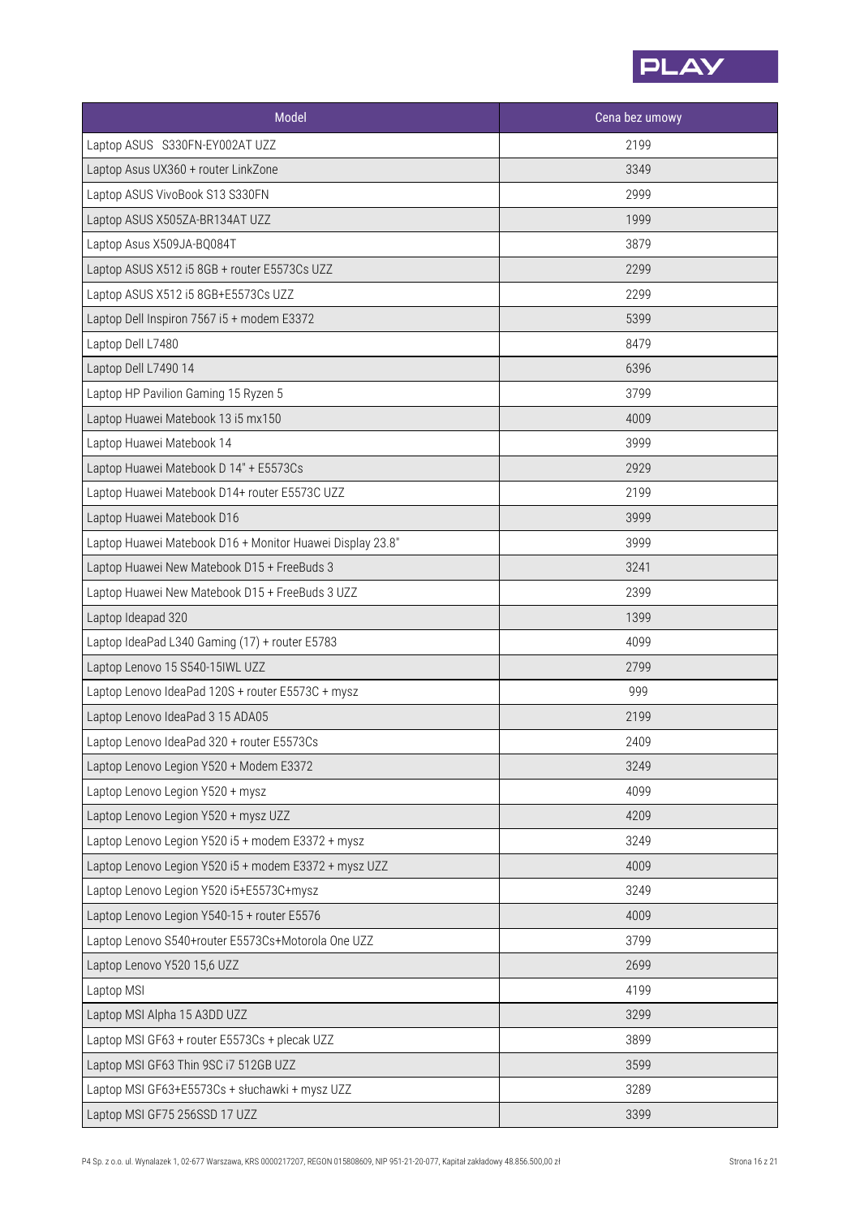| Model | Cena bez umowy |
| --- | --- |
| Laptop ASUS  S330FN-EY002AT UZZ | 2199 |
| Laptop Asus UX360 + router LinkZone | 3349 |
| Laptop ASUS VivoBook S13 S330FN | 2999 |
| Laptop ASUS X505ZA-BR134AT UZZ | 1999 |
| Laptop Asus X509JA-BQ084T | 3879 |
| Laptop ASUS X512 i5 8GB + router E5573Cs UZZ | 2299 |
| Laptop ASUS X512 i5 8GB+E5573Cs UZZ | 2299 |
| Laptop Dell Inspiron 7567 i5 + modem E3372 | 5399 |
| Laptop Dell L7480 | 8479 |
| Laptop Dell L7490 14 | 6396 |
| Laptop HP Pavilion Gaming 15 Ryzen 5 | 3799 |
| Laptop Huawei Matebook 13 i5 mx150 | 4009 |
| Laptop Huawei Matebook 14 | 3999 |
| Laptop Huawei Matebook D 14" + E5573Cs | 2929 |
| Laptop Huawei Matebook D14+ router E5573C UZZ | 2199 |
| Laptop Huawei Matebook D16 | 3999 |
| Laptop Huawei Matebook D16 + Monitor Huawei Display 23.8" | 3999 |
| Laptop Huawei New Matebook D15 + FreeBuds 3 | 3241 |
| Laptop Huawei New Matebook D15 + FreeBuds 3 UZZ | 2399 |
| Laptop Ideapad 320 | 1399 |
| Laptop IdeaPad L340 Gaming (17) + router E5783 | 4099 |
| Laptop Lenovo 15 S540-15IWL UZZ | 2799 |
| Laptop Lenovo IdeaPad 120S + router E5573C + mysz | 999 |
| Laptop Lenovo IdeaPad 3 15 ADA05 | 2199 |
| Laptop Lenovo IdeaPad 320 + router E5573Cs | 2409 |
| Laptop Lenovo Legion Y520 + Modem E3372 | 3249 |
| Laptop Lenovo Legion Y520 + mysz | 4099 |
| Laptop Lenovo Legion Y520 + mysz UZZ | 4209 |
| Laptop Lenovo Legion Y520 i5 + modem E3372 + mysz | 3249 |
| Laptop Lenovo Legion Y520 i5 + modem E3372 + mysz UZZ | 4009 |
| Laptop Lenovo Legion Y520 i5+E5573C+mysz | 3249 |
| Laptop Lenovo Legion Y540-15 + router E5576 | 4009 |
| Laptop Lenovo S540+router E5573Cs+Motorola One UZZ | 3799 |
| Laptop Lenovo Y520 15,6 UZZ | 2699 |
| Laptop MSI | 4199 |
| Laptop MSI Alpha 15 A3DD UZZ | 3299 |
| Laptop MSI GF63 + router E5573Cs + plecak UZZ | 3899 |
| Laptop MSI GF63 Thin 9SC i7 512GB UZZ | 3599 |
| Laptop MSI GF63+E5573Cs + słuchawki + mysz UZZ | 3289 |
| Laptop MSI GF75 256SSD 17 UZZ | 3399 |

P4 Sp. z o.o. ul. Wynalazek 1, 02-677 Warszawa, KRS 0000217207, REGON 015808609, NIP 951-21-20-077, Kapitał zakładowy 48.856.500,00 zł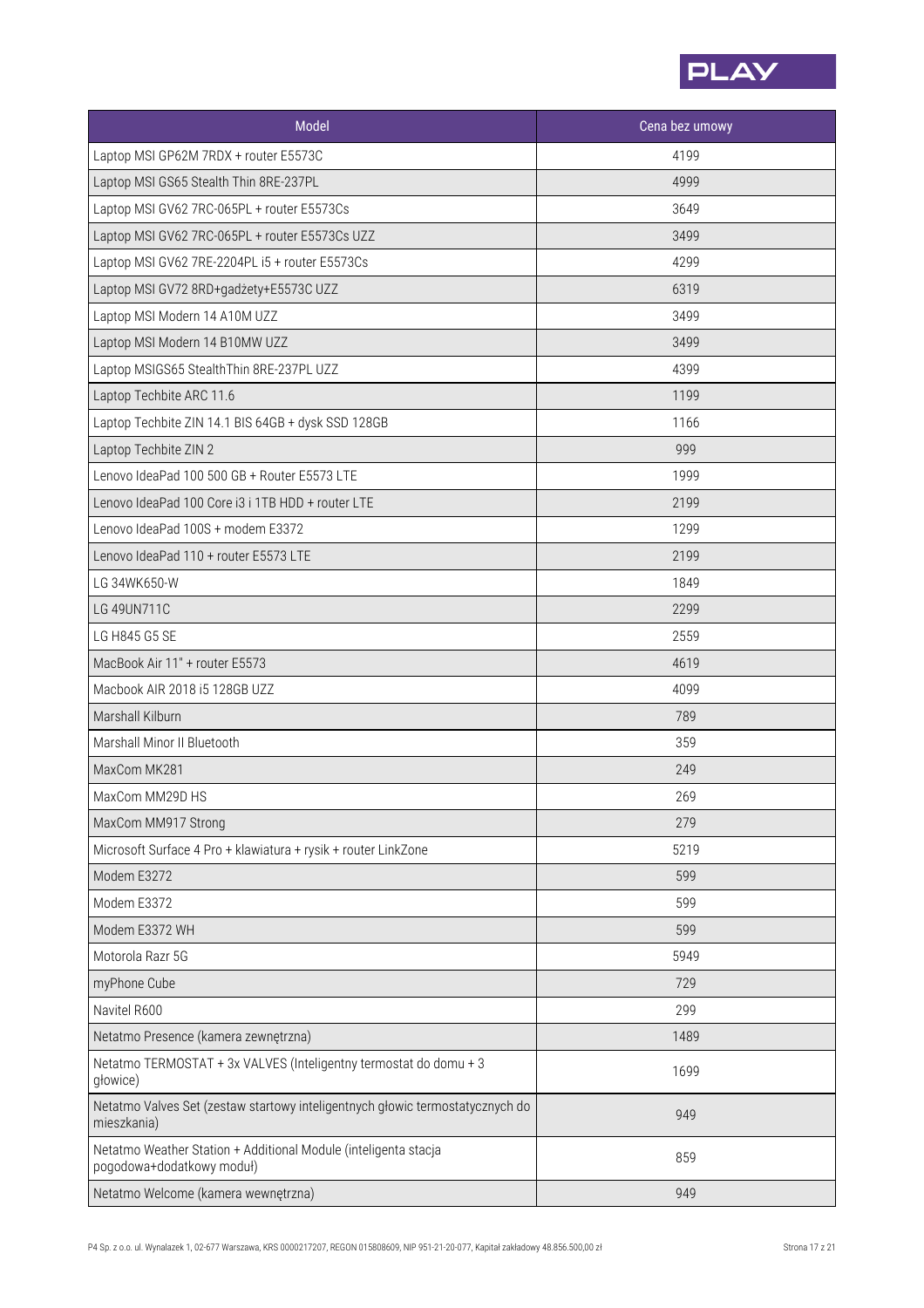| Model | Cena bez umowy |
|---|---|
| Laptop MSI GP62M 7RDX + router E5573C | 4199 |
| Laptop MSI GS65 Stealth Thin 8RE-237PL | 4999 |
| Laptop MSI GV62 7RC-065PL + router E5573Cs | 3649 |
| Laptop MSI GV62 7RC-065PL + router E5573Cs UZZ | 3499 |
| Laptop MSI GV62 7RE-2204PL i5 + router E5573Cs | 4299 |
| Laptop MSI GV72 8RD+gadżety+E5573C UZZ | 6319 |
| Laptop MSI Modern 14 A10M UZZ | 3499 |
| Laptop MSI Modern 14 B10MW UZZ | 3499 |
| Laptop MSIGS65 StealthThin 8RE-237PL UZZ | 4399 |
| Laptop Techbite ARC 11.6 | 1199 |
| Laptop Techbite ZIN 14.1 BIS 64GB + dysk SSD 128GB | 1166 |
| Laptop Techbite ZIN 2 | 999 |
| Lenovo IdeaPad 100 500 GB + Router E5573 LTE | 1999 |
| Lenovo IdeaPad 100 Core i3 i 1TB HDD + router LTE | 2199 |
| Lenovo IdeaPad 100S + modem E3372 | 1299 |
| Lenovo IdeaPad 110 + router E5573 LTE | 2199 |
| LG 34WK650-W | 1849 |
| LG 49UN711C | 2299 |
| LG H845 G5 SE | 2559 |
| MacBook Air 11" + router E5573 | 4619 |
| Macbook AIR 2018 i5 128GB UZZ | 4099 |
| Marshall Kilburn | 789 |
| Marshall Minor II Bluetooth | 359 |
| MaxCom MK281 | 249 |
| MaxCom MM29D HS | 269 |
| MaxCom MM917 Strong | 279 |
| Microsoft Surface 4 Pro + klawiatura + rysik + router LinkZone | 5219 |
| Modem E3272 | 599 |
| Modem E3372 | 599 |
| Modem E3372 WH | 599 |
| Motorola Razr 5G | 5949 |
| myPhone Cube | 729 |
| Navitel R600 | 299 |
| Netatmo Presence (kamera zewnętrzna) | 1489 |
| Netatmo TERMOSTAT + 3x VALVES (Inteligentny termostat do domu + 3 głowice) | 1699 |
| Netatmo Valves Set (zestaw startowy inteligentnych głowic termostatycznych do mieszkania) | 949 |
| Netatmo Weather Station + Additional Module (inteligenta stacja pogodowa+dodatkowy moduł) | 859 |
| Netatmo Welcome (kamera wewnętrzna) | 949 |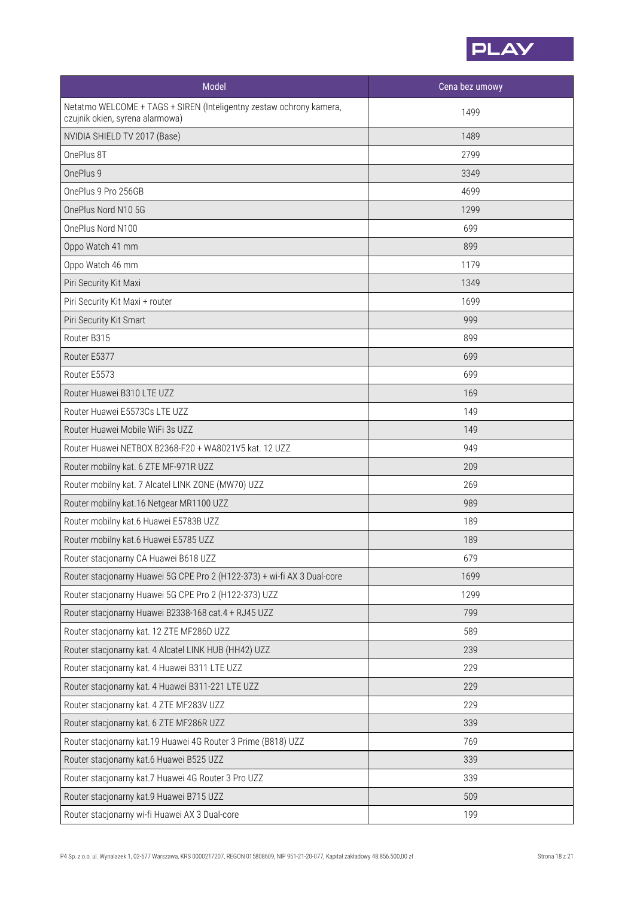| Model | Cena bez umowy |
| --- | --- |
| Netatmo WELCOME + TAGS + SIREN (Inteligentny zestaw ochrony kamera, czujnik okien, syrena alarmowa) | 1499 |
| NVIDIA SHIELD TV 2017 (Base) | 1489 |
| OnePlus 8T | 2799 |
| OnePlus 9 | 3349 |
| OnePlus 9 Pro 256GB | 4699 |
| OnePlus Nord N10 5G | 1299 |
| OnePlus Nord N100 | 699 |
| Oppo Watch 41 mm | 899 |
| Oppo Watch 46 mm | 1179 |
| Piri Security Kit Maxi | 1349 |
| Piri Security Kit Maxi + router | 1699 |
| Piri Security Kit Smart | 999 |
| Router B315 | 899 |
| Router E5377 | 699 |
| Router E5573 | 699 |
| Router Huawei B310 LTE UZZ | 169 |
| Router Huawei E5573Cs LTE UZZ | 149 |
| Router Huawei Mobile WiFi 3s UZZ | 149 |
| Router Huawei NETBOX B2368-F20 + WA8021V5 kat. 12 UZZ | 949 |
| Router mobilny kat. 6 ZTE MF-971R UZZ | 209 |
| Router mobilny kat. 7 Alcatel LINK ZONE (MW70) UZZ | 269 |
| Router mobilny kat.16 Netgear MR1100 UZZ | 989 |
| Router mobilny kat.6 Huawei E5783B UZZ | 189 |
| Router mobilny kat.6 Huawei E5785 UZZ | 189 |
| Router stacjonarny CA Huawei B618 UZZ | 679 |
| Router stacjonarny Huawei 5G CPE Pro 2 (H122-373) + wi-fi AX 3 Dual-core | 1699 |
| Router stacjonarny Huawei 5G CPE Pro 2 (H122-373) UZZ | 1299 |
| Router stacjonarny Huawei B2338-168 cat.4 + RJ45 UZZ | 799 |
| Router stacjonarny kat. 12 ZTE MF286D UZZ | 589 |
| Router stacjonarny kat. 4 Alcatel LINK HUB (HH42) UZZ | 239 |
| Router stacjonarny kat. 4 Huawei B311 LTE UZZ | 229 |
| Router stacjonarny kat. 4 Huawei B311-221 LTE UZZ | 229 |
| Router stacjonarny kat. 4 ZTE MF283V UZZ | 229 |
| Router stacjonarny kat. 6 ZTE MF286R UZZ | 339 |
| Router stacjonarny kat.19 Huawei 4G Router 3 Prime (B818) UZZ | 769 |
| Router stacjonarny kat.6 Huawei B525 UZZ | 339 |
| Router stacjonarny kat.7 Huawei 4G Router 3 Pro UZZ | 339 |
| Router stacjonarny kat.9 Huawei B715 UZZ | 509 |
| Router stacjonarny wi-fi Huawei AX 3 Dual-core | 199 |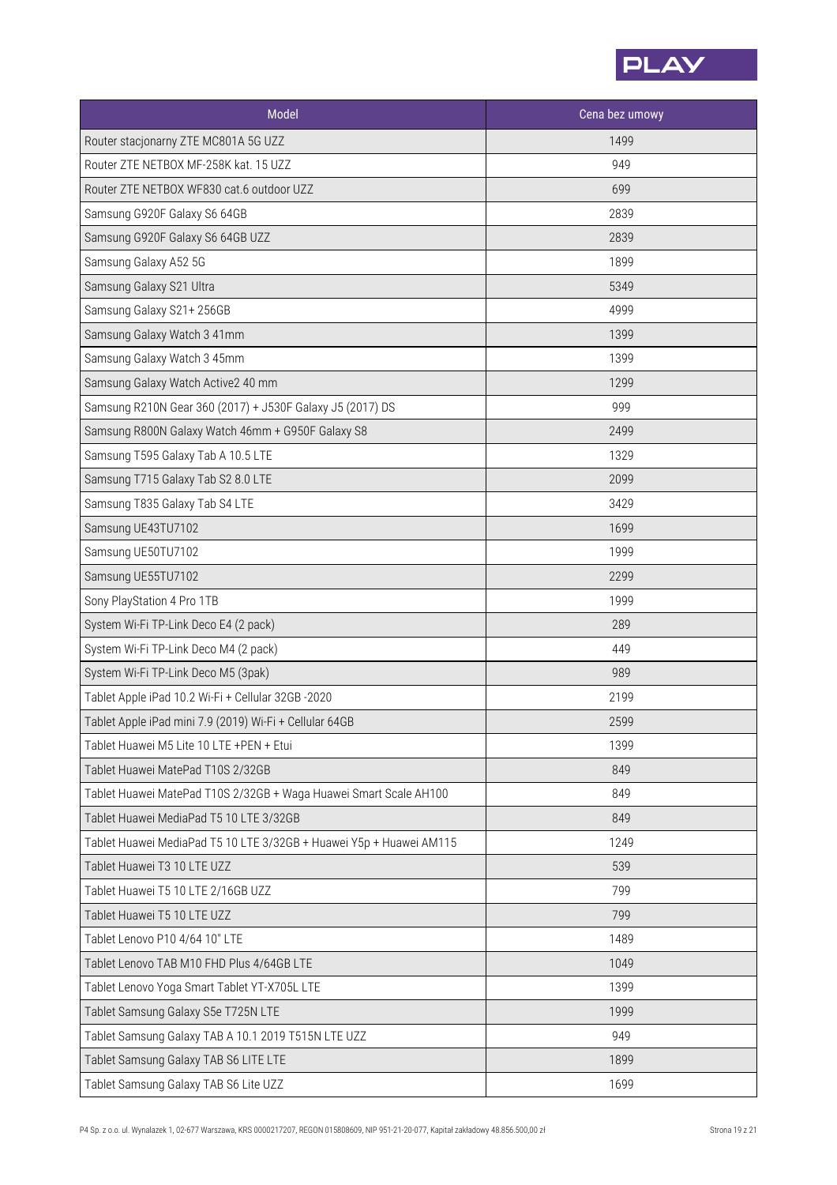| Model | Cena bez umowy |
| --- | --- |
| Router stacjonarny ZTE MC801A 5G UZZ | 1499 |
| Router ZTE NETBOX MF-258K kat. 15 UZZ | 949 |
| Router ZTE NETBOX WF830 cat.6 outdoor UZZ | 699 |
| Samsung G920F Galaxy S6 64GB | 2839 |
| Samsung G920F Galaxy S6 64GB UZZ | 2839 |
| Samsung Galaxy A52 5G | 1899 |
| Samsung Galaxy S21 Ultra | 5349 |
| Samsung Galaxy S21+ 256GB | 4999 |
| Samsung Galaxy Watch 3 41mm | 1399 |
| Samsung Galaxy Watch 3 45mm | 1399 |
| Samsung Galaxy Watch Active2 40 mm | 1299 |
| Samsung R210N Gear 360 (2017) + J530F Galaxy J5 (2017) DS | 999 |
| Samsung R800N Galaxy Watch 46mm + G950F Galaxy S8 | 2499 |
| Samsung T595 Galaxy Tab A 10.5 LTE | 1329 |
| Samsung T715 Galaxy Tab S2 8.0 LTE | 2099 |
| Samsung T835 Galaxy Tab S4 LTE | 3429 |
| Samsung UE43TU7102 | 1699 |
| Samsung UE50TU7102 | 1999 |
| Samsung UE55TU7102 | 2299 |
| Sony PlayStation 4 Pro 1TB | 1999 |
| System Wi-Fi TP-Link Deco E4 (2 pack) | 289 |
| System Wi-Fi TP-Link Deco M4 (2 pack) | 449 |
| System Wi-Fi TP-Link Deco M5 (3pak) | 989 |
| Tablet Apple iPad 10.2 Wi-Fi + Cellular 32GB -2020 | 2199 |
| Tablet Apple iPad mini 7.9 (2019) Wi-Fi + Cellular 64GB | 2599 |
| Tablet Huawei M5 Lite 10 LTE +PEN + Etui | 1399 |
| Tablet Huawei MatePad T10S 2/32GB | 849 |
| Tablet Huawei MatePad T10S 2/32GB + Waga Huawei Smart Scale AH100 | 849 |
| Tablet Huawei MediaPad T5 10 LTE 3/32GB | 849 |
| Tablet Huawei MediaPad T5 10 LTE 3/32GB + Huawei Y5p + Huawei AM115 | 1249 |
| Tablet Huawei T3 10 LTE UZZ | 539 |
| Tablet Huawei T5 10 LTE 2/16GB UZZ | 799 |
| Tablet Huawei T5 10 LTE UZZ | 799 |
| Tablet Lenovo P10 4/64 10" LTE | 1489 |
| Tablet Lenovo TAB M10 FHD Plus 4/64GB LTE | 1049 |
| Tablet Lenovo Yoga Smart Tablet YT-X705L LTE | 1399 |
| Tablet Samsung Galaxy S5e T725N LTE | 1999 |
| Tablet Samsung Galaxy TAB A 10.1 2019 T515N LTE UZZ | 949 |
| Tablet Samsung Galaxy TAB S6 LITE LTE | 1899 |
| Tablet Samsung Galaxy TAB S6 Lite UZZ | 1699 |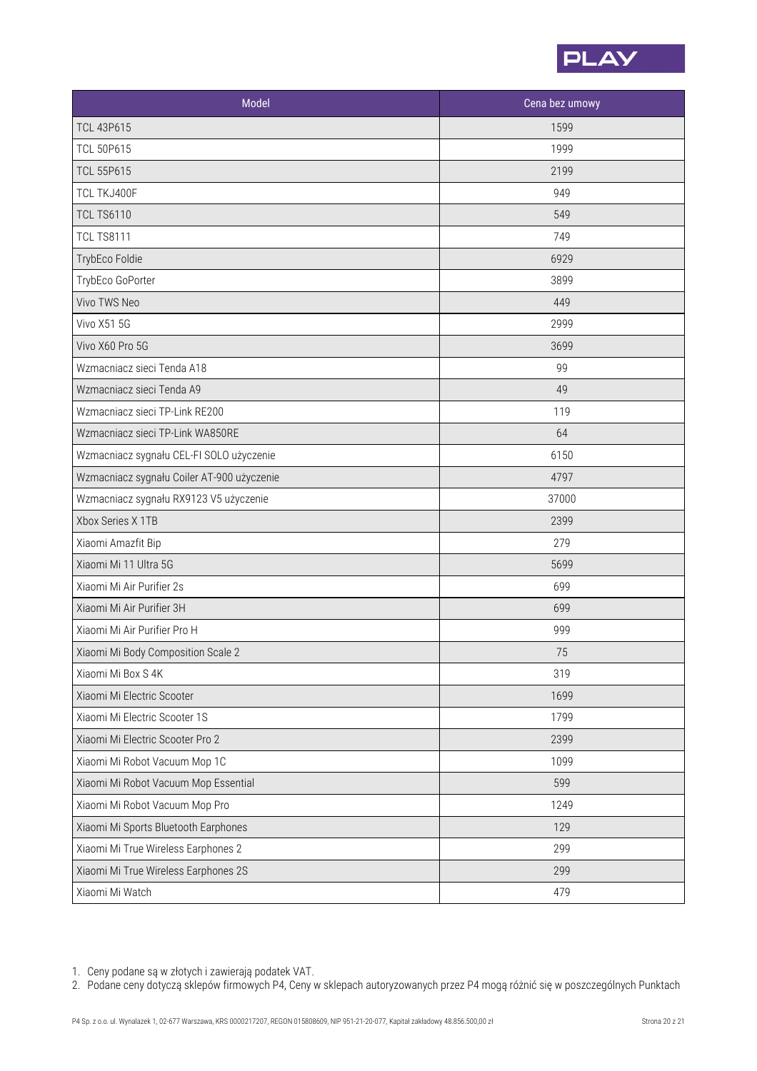| Model | Cena bez umowy |
| --- | --- |
| TCL 43P615 | 1599 |
| TCL 50P615 | 1999 |
| TCL 55P615 | 2199 |
| TCL TKJ400F | 949 |
| TCL TS6110 | 549 |
| TCL TS8111 | 749 |
| TrybEco Foldie | 6929 |
| TrybEco GoPorter | 3899 |
| Vivo TWS Neo | 449 |
| Vivo X51 5G | 2999 |
| Vivo X60 Pro 5G | 3699 |
| Wzmacniacz sieci Tenda A18 | 99 |
| Wzmacniacz sieci Tenda A9 | 49 |
| Wzmacniacz sieci TP-Link RE200 | 119 |
| Wzmacniacz sieci TP-Link WA850RE | 64 |
| Wzmacniacz sygnału CEL-FI SOLO użyczenie | 6150 |
| Wzmacniacz sygnału Coiler AT-900 użyczenie | 4797 |
| Wzmacniacz sygnału RX9123 V5 użyczenie | 37000 |
| Xbox Series X 1TB | 2399 |
| Xiaomi Amazfit Bip | 279 |
| Xiaomi Mi 11 Ultra 5G | 5699 |
| Xiaomi Mi Air Purifier 2s | 699 |
| Xiaomi Mi Air Purifier 3H | 699 |
| Xiaomi Mi Air Purifier Pro H | 999 |
| Xiaomi Mi Body Composition Scale 2 | 75 |
| Xiaomi Mi Box S 4K | 319 |
| Xiaomi Mi Electric Scooter | 1699 |
| Xiaomi Mi Electric Scooter 1S | 1799 |
| Xiaomi Mi Electric Scooter Pro 2 | 2399 |
| Xiaomi Mi Robot Vacuum Mop 1C | 1099 |
| Xiaomi Mi Robot Vacuum Mop Essential | 599 |
| Xiaomi Mi Robot Vacuum Mop Pro | 1249 |
| Xiaomi Mi Sports Bluetooth Earphones | 129 |
| Xiaomi Mi True Wireless Earphones 2 | 299 |
| Xiaomi Mi True Wireless Earphones 2S | 299 |
| Xiaomi Mi Watch | 479 |

1. Ceny podane są w złotych i zawierają podatek VAT.
2. Podane ceny dotyczą sklepów firmowych P4, Ceny w sklepach autoryzowanych przez P4 mogą różnić się w poszczególnych Punktach

P4 Sp. z o.o. ul. Wynalazek 1, 02-677 Warszawa, KRS 0000217207, REGON 015808609, NIP 951-21-20-077, Kapitał zakładowy 48.856.500,00 zł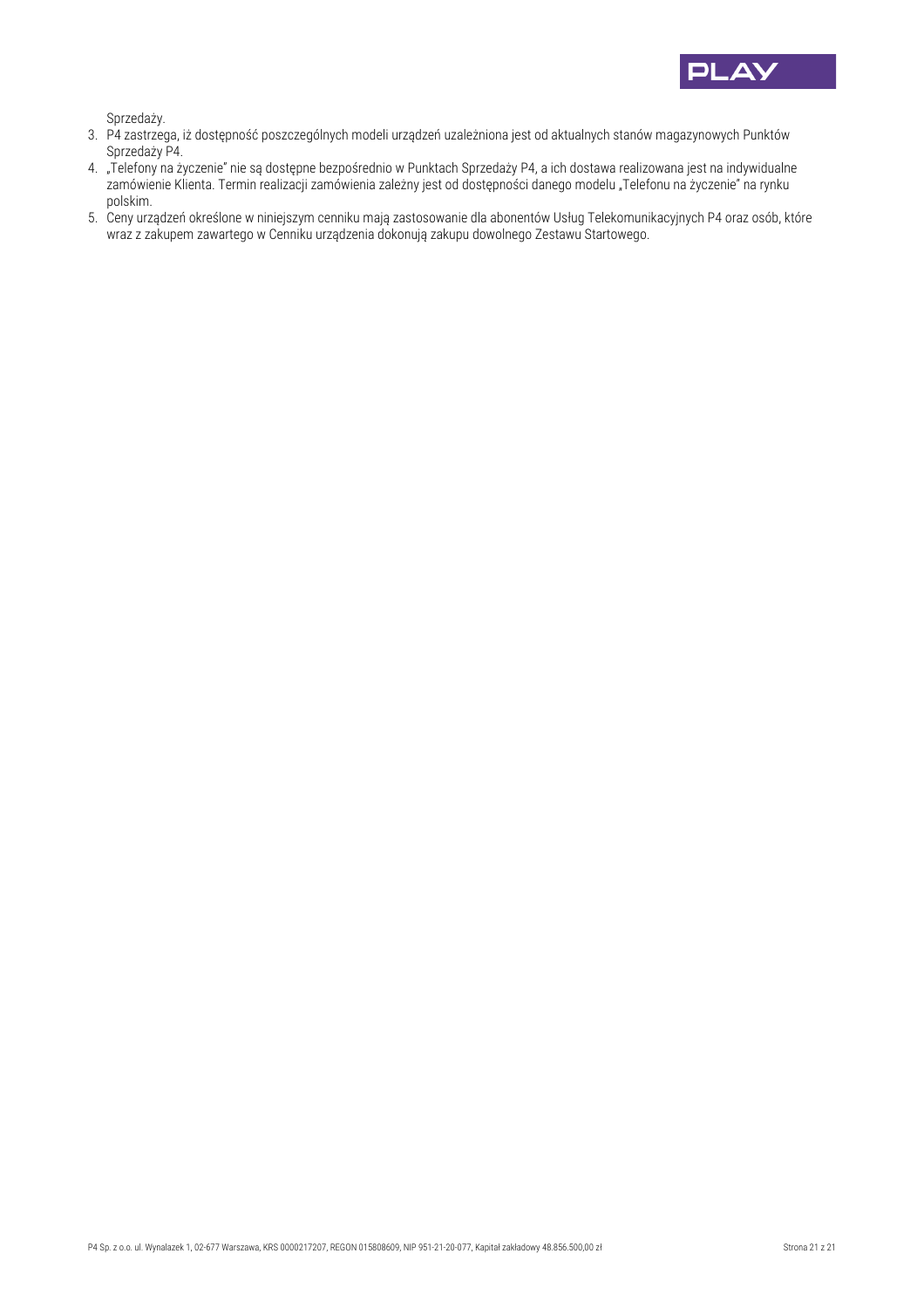Sprzedaży.

3. P4 zastrzega, iż dostępność poszczególnych modeli urządzeń uzależniona jest od aktualnych stanów magazynowych Punktów Sprzedaży P4.
4. „Telefony na życzenie" nie są dostępne bezpośrednio w Punktach Sprzedaży P4, a ich dostawa realizowana jest na indywidualne zamówienie Klienta. Termin realizacji zamówienia zależny jest od dostępności danego modelu „Telefonu na życzenie" na rynku polskim.
5. Ceny urządzeń określone w niniejszym cenniku mają zastosowanie dla abonentów Usług Telekomunikacyjnych P4 oraz osób, które wraz z zakupem zawartego w Cenniku urządzenia dokonują zakupu dowolnego Zestawu Startowego.